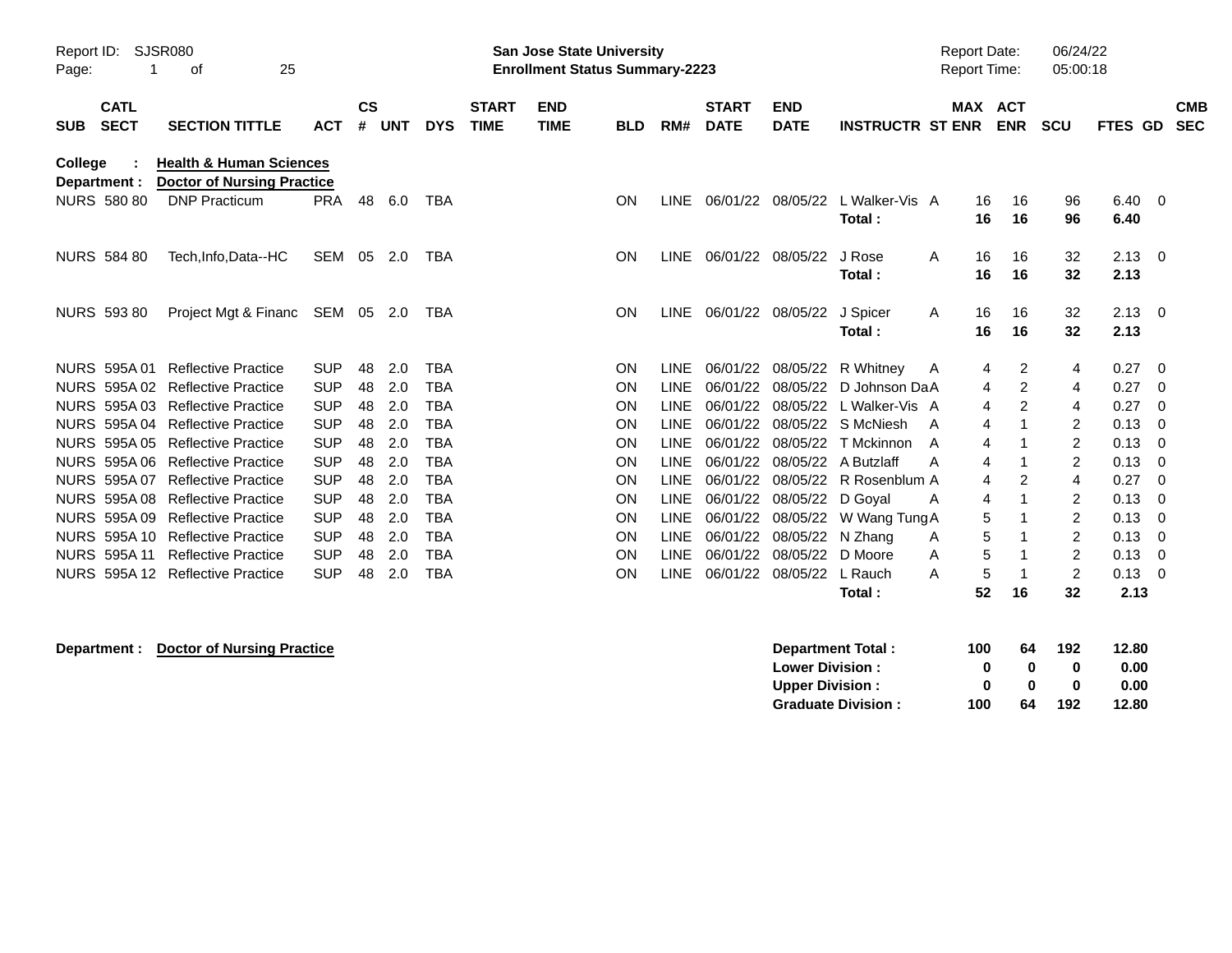Report ID: SJSR080

**San Jose State University**
**Enrollment Status Summary-2223**

Report Date: 06/24/22
Report Time: 05:00:18

**College : Health & Human Sciences**
**Department : Doctor of Nursing Practice**

| SUB | CATL SECT | SECTION TITTLE | ACT | CS # | UNT | DYS | START TIME | END TIME | BLD | RM# | START DATE | END DATE | INSTRUCTR | ST | MAX ENR | ACT ENR | SCU | FTES | GD | CMB SEC |
|---|---|---|---|---|---|---|---|---|---|---|---|---|---|---|---|---|---|---|---|---|
| NURS | 580 80 | DNP Practicum | PRA | 48 | 6.0 | TBA | | | ON | LINE | 06/01/22 | 08/05/22 | L Walker-Vis | A | 16 | 16 | 96 | 6.40 | 0 | |
| | | | | | | | | | | | | | **Total :** | | **16** | **16** | **96** | **6.40** | | |
| NURS | 584 80 | Tech,Info,Data--HC | SEM | 05 | 2.0 | TBA | | | ON | LINE | 06/01/22 | 08/05/22 | J Rose | A | 16 | 16 | 32 | 2.13 | 0 | |
| | | | | | | | | | | | | | **Total :** | | **16** | **16** | **32** | **2.13** | | |
| NURS | 593 80 | Project Mgt & Financ | SEM | 05 | 2.0 | TBA | | | ON | LINE | 06/01/22 | 08/05/22 | J Spicer | A | 16 | 16 | 32 | 2.13 | 0 | |
| | | | | | | | | | | | | | **Total :** | | **16** | **16** | **32** | **2.13** | | |
| NURS | 595A 01 | Reflective Practice | SUP | 48 | 2.0 | TBA | | | ON | LINE | 06/01/22 | 08/05/22 | R Whitney | A | 4 | 2 | 4 | 0.27 | 0 | |
| NURS | 595A 02 | Reflective Practice | SUP | 48 | 2.0 | TBA | | | ON | LINE | 06/01/22 | 08/05/22 | D Johnson Da | A | 4 | 2 | 4 | 0.27 | 0 | |
| NURS | 595A 03 | Reflective Practice | SUP | 48 | 2.0 | TBA | | | ON | LINE | 06/01/22 | 08/05/22 | L Walker-Vis | A | 4 | 2 | 4 | 0.27 | 0 | |
| NURS | 595A 04 | Reflective Practice | SUP | 48 | 2.0 | TBA | | | ON | LINE | 06/01/22 | 08/05/22 | S McNiesh | A | 4 | 1 | 2 | 0.13 | 0 | |
| NURS | 595A 05 | Reflective Practice | SUP | 48 | 2.0 | TBA | | | ON | LINE | 06/01/22 | 08/05/22 | T Mckinnon | A | 4 | 1 | 2 | 0.13 | 0 | |
| NURS | 595A 06 | Reflective Practice | SUP | 48 | 2.0 | TBA | | | ON | LINE | 06/01/22 | 08/05/22 | A Butzlaff | A | 4 | 1 | 2 | 0.13 | 0 | |
| NURS | 595A 07 | Reflective Practice | SUP | 48 | 2.0 | TBA | | | ON | LINE | 06/01/22 | 08/05/22 | R Rosenblum | A | 4 | 2 | 4 | 0.27 | 0 | |
| NURS | 595A 08 | Reflective Practice | SUP | 48 | 2.0 | TBA | | | ON | LINE | 06/01/22 | 08/05/22 | D Goyal | A | 4 | 1 | 2 | 0.13 | 0 | |
| NURS | 595A 09 | Reflective Practice | SUP | 48 | 2.0 | TBA | | | ON | LINE | 06/01/22 | 08/05/22 | W Wang Tung | A | 5 | 1 | 2 | 0.13 | 0 | |
| NURS | 595A 10 | Reflective Practice | SUP | 48 | 2.0 | TBA | | | ON | LINE | 06/01/22 | 08/05/22 | N Zhang | A | 5 | 1 | 2 | 0.13 | 0 | |
| NURS | 595A 11 | Reflective Practice | SUP | 48 | 2.0 | TBA | | | ON | LINE | 06/01/22 | 08/05/22 | D Moore | A | 5 | 1 | 2 | 0.13 | 0 | |
| NURS | 595A 12 | Reflective Practice | SUP | 48 | 2.0 | TBA | | | ON | LINE | 06/01/22 | 08/05/22 | L Rauch | A | 5 | 1 | 2 | 0.13 | 0 | |
| | | | | | | | | | | | | | **Total :** | | **52** | **16** | **32** | **2.13** | | |

**Department : Doctor of Nursing Practice**

| | MAX ENR | ACT ENR | SCU | FTES |
|---|---|---|---|---|
| **Department Total :** | **100** | **64** | **192** | **12.80** |
| **Lower Division :** | **0** | **0** | **0** | **0.00** |
| **Upper Division :** | **0** | **0** | **0** | **0.00** |
| **Graduate Division :** | **100** | **64** | **192** | **12.80** |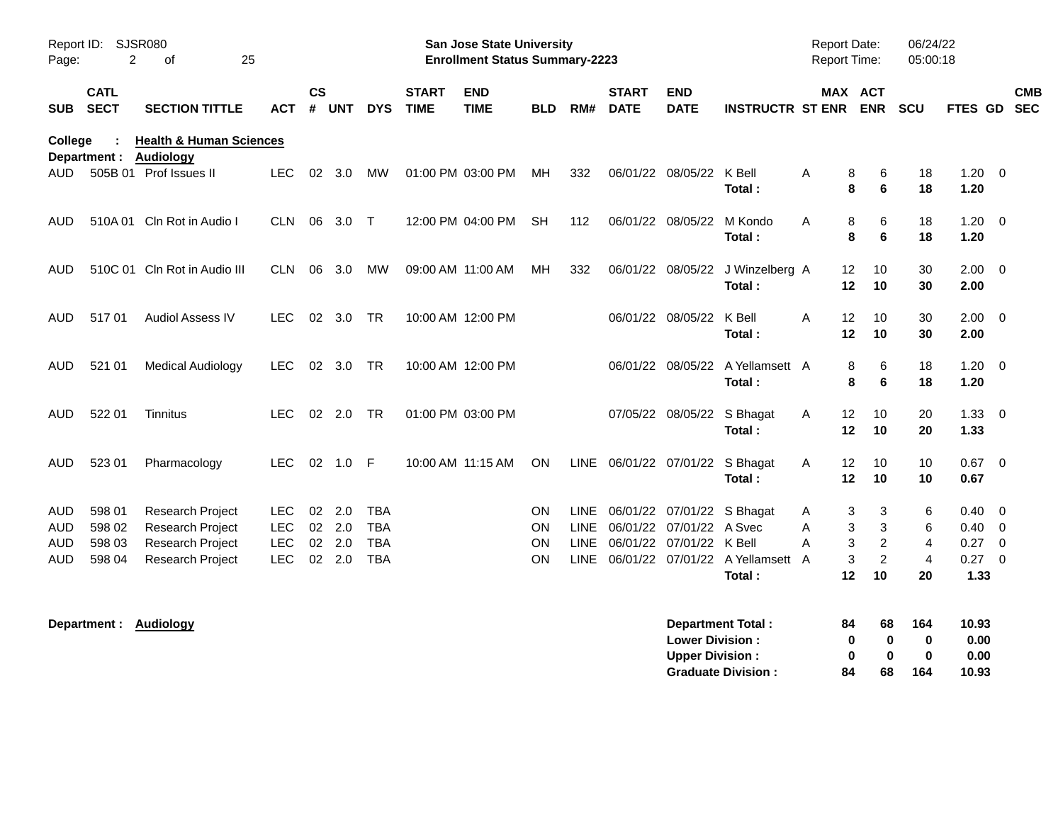Report ID: SJSR080

**San Jose State University**
**Enrollment Status Summary-2223**

Report Date: 06/24/22
Report Time: 05:00:18

**College : Health & Human Sciences**
**Department : Audiology**

| SUB | CATL SECT | SECTION TITTLE | ACT | CS # | UNT | DYS | START TIME | END TIME | BLD | RM# | START DATE | END DATE | INSTRUCTR | ST | MAX ENR | ACT ENR | SCU | FTES | GD | CMB SEC |
|---|---|---|---|---|---|---|---|---|---|---|---|---|---|---|---|---|---|---|---|---|
| AUD | 505B 01 | Prof Issues II | LEC | 02 | 3.0 | MW | 01:00 PM | 03:00 PM | MH | 332 | 06/01/22 | 08/05/22 | K Bell | A | 8 | 6 | 18 | 1.20 | 0 | |
| | | | | | | | | | | | | | **Total :** | | **8** | **6** | **18** | **1.20** | | |
| AUD | 510A 01 | Cln Rot in Audio I | CLN | 06 | 3.0 | T | 12:00 PM | 04:00 PM | SH | 112 | 06/01/22 | 08/05/22 | M Kondo | A | 8 | 6 | 18 | 1.20 | 0 | |
| | | | | | | | | | | | | | **Total :** | | **8** | **6** | **18** | **1.20** | | |
| AUD | 510C 01 | Cln Rot in Audio III | CLN | 06 | 3.0 | MW | 09:00 AM | 11:00 AM | MH | 332 | 06/01/22 | 08/05/22 | J Winzelberg | A | 12 | 10 | 30 | 2.00 | 0 | |
| | | | | | | | | | | | | | **Total :** | | **12** | **10** | **30** | **2.00** | | |
| AUD | 517 01 | Audiol Assess IV | LEC | 02 | 3.0 | TR | 10:00 AM | 12:00 PM | | | 06/01/22 | 08/05/22 | K Bell | A | 12 | 10 | 30 | 2.00 | 0 | |
| | | | | | | | | | | | | | **Total :** | | **12** | **10** | **30** | **2.00** | | |
| AUD | 521 01 | Medical Audiology | LEC | 02 | 3.0 | TR | 10:00 AM | 12:00 PM | | | 06/01/22 | 08/05/22 | A Yellamsett | A | 8 | 6 | 18 | 1.20 | 0 | |
| | | | | | | | | | | | | | **Total :** | | **8** | **6** | **18** | **1.20** | | |
| AUD | 522 01 | Tinnitus | LEC | 02 | 2.0 | TR | 01:00 PM | 03:00 PM | | | 07/05/22 | 08/05/22 | S Bhagat | A | 12 | 10 | 20 | 1.33 | 0 | |
| | | | | | | | | | | | | | **Total :** | | **12** | **10** | **20** | **1.33** | | |
| AUD | 523 01 | Pharmacology | LEC | 02 | 1.0 | F | 10:00 AM | 11:15 AM | ON | LINE | 06/01/22 | 07/01/22 | S Bhagat | A | 12 | 10 | 10 | 0.67 | 0 | |
| | | | | | | | | | | | | | **Total :** | | **12** | **10** | **10** | **0.67** | | |
| AUD | 598 01 | Research Project | LEC | 02 | 2.0 | TBA | | | ON | LINE | 06/01/22 | 07/01/22 | S Bhagat | A | 3 | 3 | 6 | 0.40 | 0 | |
| AUD | 598 02 | Research Project | LEC | 02 | 2.0 | TBA | | | ON | LINE | 06/01/22 | 07/01/22 | A Svec | A | 3 | 3 | 6 | 0.40 | 0 | |
| AUD | 598 03 | Research Project | LEC | 02 | 2.0 | TBA | | | ON | LINE | 06/01/22 | 07/01/22 | K Bell | A | 3 | 2 | 4 | 0.27 | 0 | |
| AUD | 598 04 | Research Project | LEC | 02 | 2.0 | TBA | | | ON | LINE | 06/01/22 | 07/01/22 | A Yellamsett | A | 3 | 2 | 4 | 0.27 | 0 | |
| | | | | | | | | | | | | | **Total :** | | **12** | **10** | **20** | **1.33** | | |

**Department : Audiology**

| | MAX ENR | ACT ENR | SCU | FTES |
|---|---|---|---|---|
| **Department Total :** | **84** | **68** | **164** | **10.93** |
| **Lower Division :** | **0** | **0** | **0** | **0.00** |
| **Upper Division :** | **0** | **0** | **0** | **0.00** |
| **Graduate Division :** | **84** | **68** | **164** | **10.93** |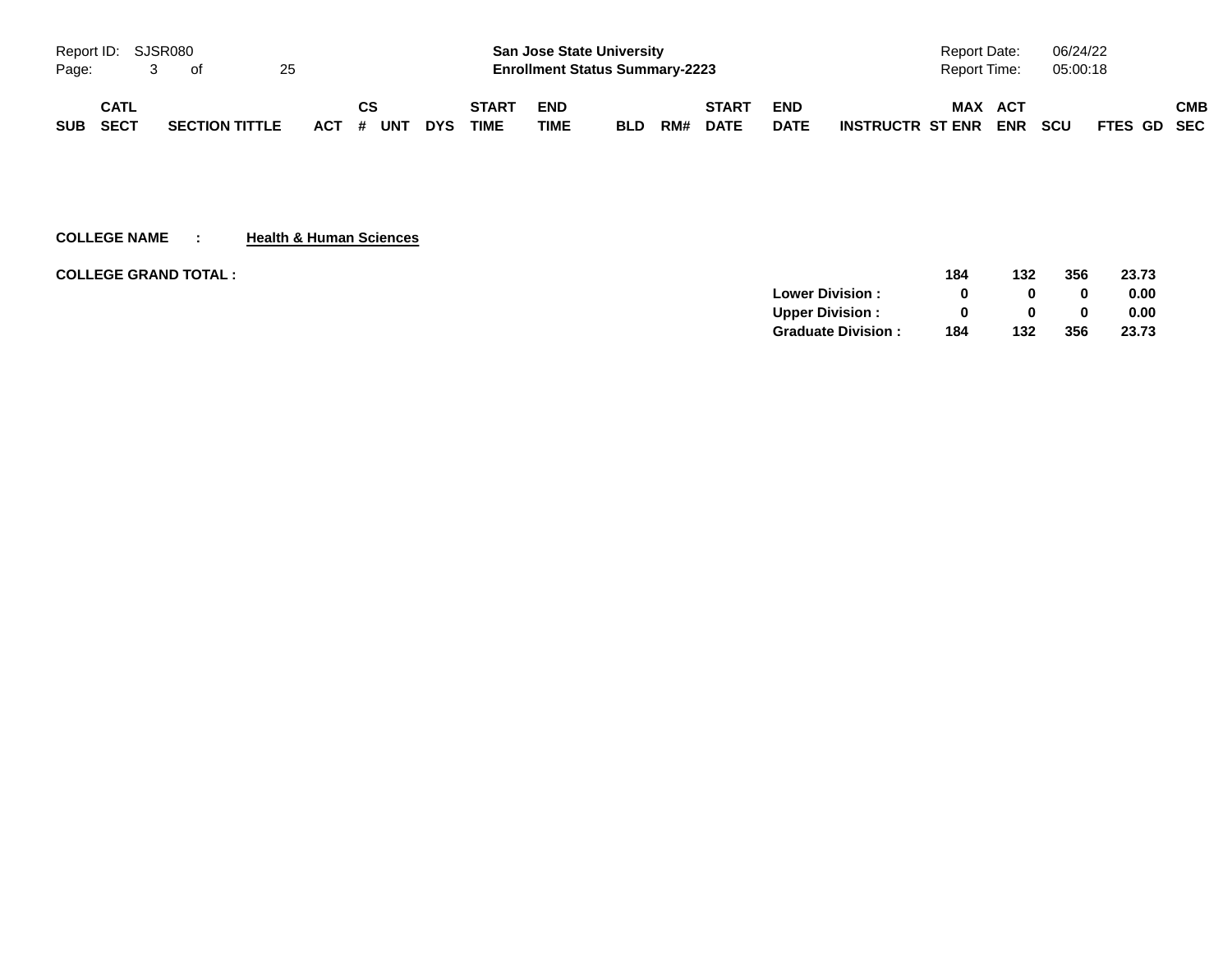| SUB | CATL SECT | SECTION TITTLE | ACT | CS # | UNT | DYS | START TIME | END TIME | BLD | RM# | START DATE | END DATE | INSTRUCTR | MAX ST ENR | ACT ENR | SCU | FTES | GD | CMB SEC |
|---|---|---|---|---|---|---|---|---|---|---|---|---|---|---|---|---|---|---|---|

**COLLEGE NAME : Health & Human Sciences**

| COLLEGE GRAND TOTAL : | | MAX ST ENR | ACT ENR | SCU | FTES |
|---|---|---|---|---|---|
| | | 184 | 132 | 356 | 23.73 |
| | Lower Division : | 0 | 0 | 0 | 0.00 |
| | Upper Division : | 0 | 0 | 0 | 0.00 |
| | Graduate Division : | 184 | 132 | 356 | 23.73 |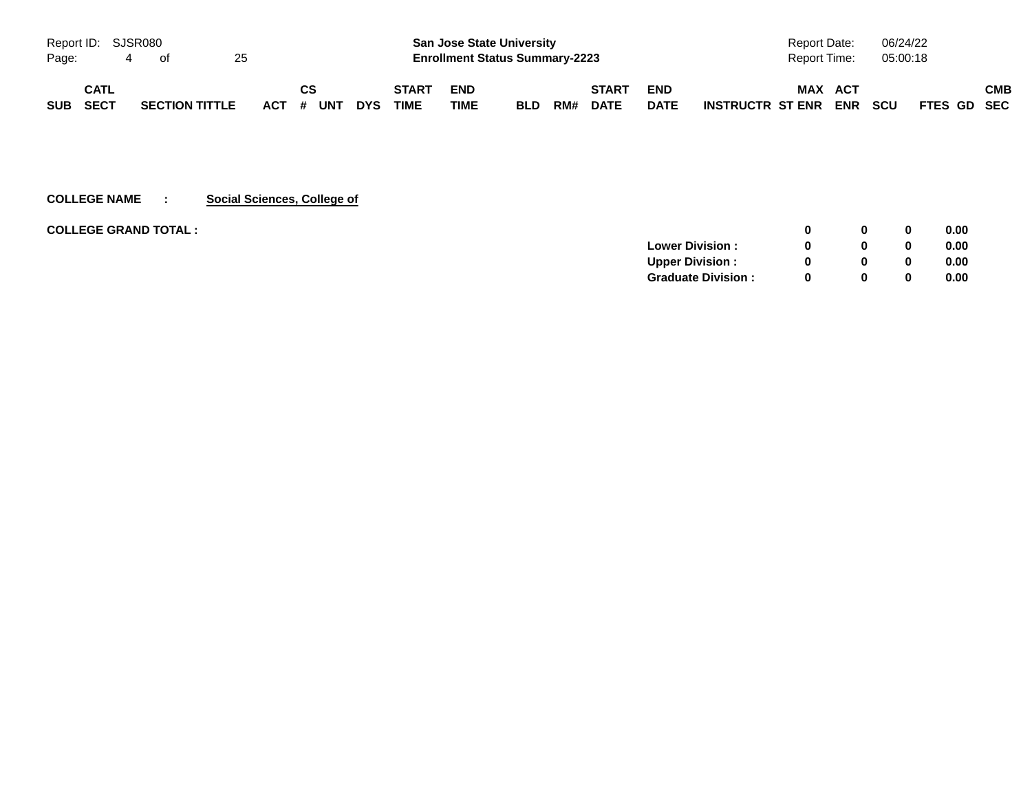**San Jose State University**
**Enrollment Status Summary-2223**

Report ID: SJSR080
Report Date: 06/24/22
Report Time: 05:00:18

| SUB | CATL SECT | SECTION TITTLE | ACT | CS # | UNT | DYS | START TIME | END TIME | BLD | RM# | START DATE | END DATE | INSTRUCTR | MAX ST ENR | ACT ENR | SCU | FTES | GD | CMB SEC |
|---|---|---|---|---|---|---|---|---|---|---|---|---|---|---|---|---|---|---|---|

**COLLEGE NAME : Social Sciences, College of**

| COLLEGE GRAND TOTAL : | MAX ST ENR | ACT ENR | SCU | FTES |
|---|---|---|---|---|
| | 0 | 0 | 0 | 0.00 |
| Lower Division : | 0 | 0 | 0 | 0.00 |
| Upper Division : | 0 | 0 | 0 | 0.00 |
| Graduate Division : | 0 | 0 | 0 | 0.00 |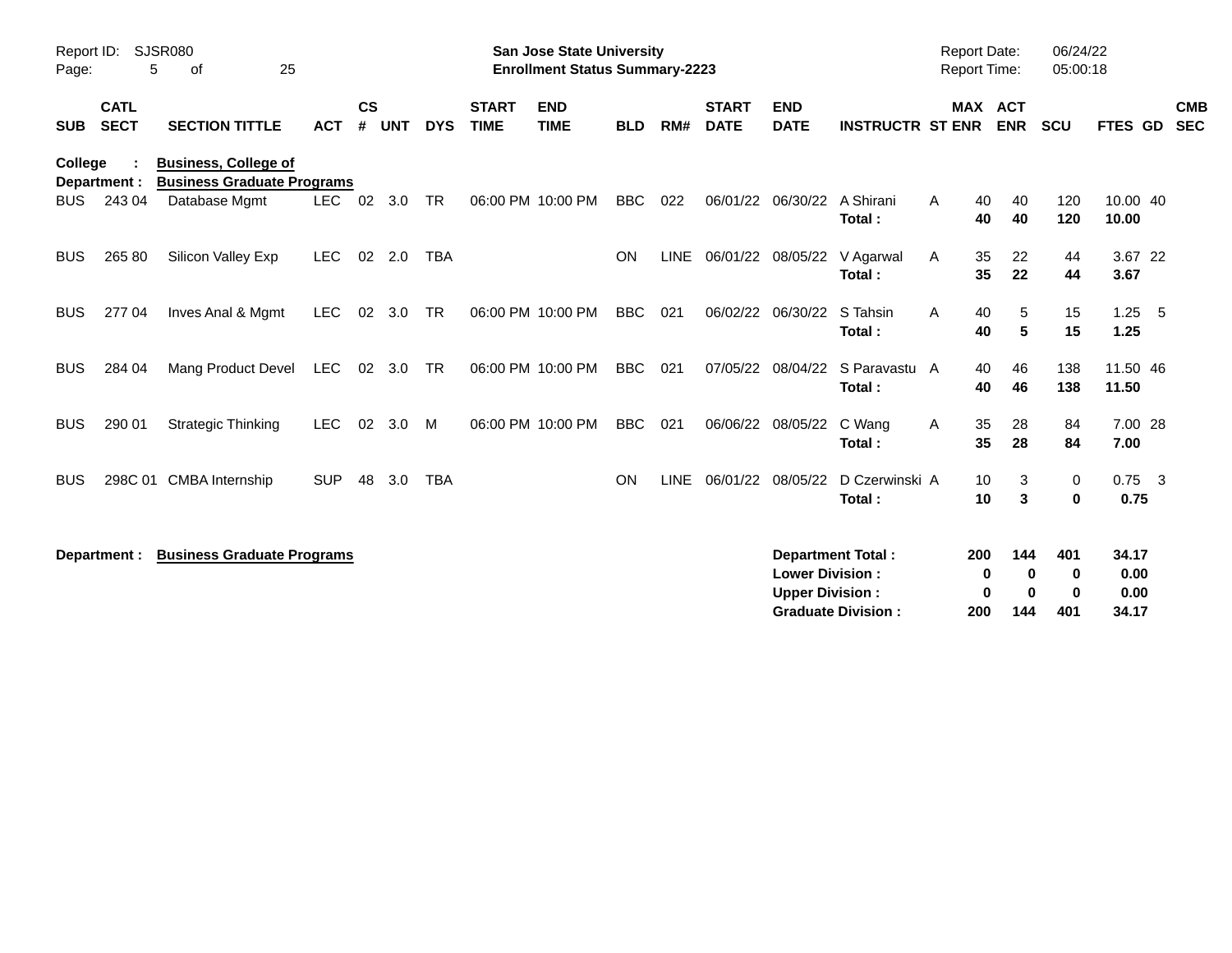**San Jose State University**
**Enrollment Status Summary-2223**

Report ID: SJSR080
Report Date: 06/24/22
Report Time: 05:00:18

**College : Business, College of**
**Department : Business Graduate Programs**

| SUB | CATL SECT | SECTION TITTLE | ACT | CS # | UNT | DYS | START TIME | END TIME | BLD | RM# | START DATE | END DATE | INSTRUCTR | ST | MAX ENR | ACT ENR | SCU | FTES | GD | CMB SEC |
|---|---|---|---|---|---|---|---|---|---|---|---|---|---|---|---|---|---|---|---|---|
| BUS | 243 04 | Database Mgmt | LEC | 02 | 3.0 | TR | 06:00 PM | 10:00 PM | BBC | 022 | 06/01/22 | 06/30/22 | A Shirani | A | 40 | 40 | 120 | 10.00 | 40 | |
| | | | | | | | | | | | | | **Total :** | | **40** | **40** | **120** | **10.00** | | |
| BUS | 265 80 | Silicon Valley Exp | LEC | 02 | 2.0 | TBA | | | ON | LINE | 06/01/22 | 08/05/22 | V Agarwal | A | 35 | 22 | 44 | 3.67 | 22 | |
| | | | | | | | | | | | | | **Total :** | | **35** | **22** | **44** | **3.67** | | |
| BUS | 277 04 | Inves Anal & Mgmt | LEC | 02 | 3.0 | TR | 06:00 PM | 10:00 PM | BBC | 021 | 06/02/22 | 06/30/22 | S Tahsin | A | 40 | 5 | 15 | 1.25 | 5 | |
| | | | | | | | | | | | | | **Total :** | | **40** | **5** | **15** | **1.25** | | |
| BUS | 284 04 | Mang Product Devel | LEC | 02 | 3.0 | TR | 06:00 PM | 10:00 PM | BBC | 021 | 07/05/22 | 08/04/22 | S Paravastu | A | 40 | 46 | 138 | 11.50 | 46 | |
| | | | | | | | | | | | | | **Total :** | | **40** | **46** | **138** | **11.50** | | |
| BUS | 290 01 | Strategic Thinking | LEC | 02 | 3.0 | M | 06:00 PM | 10:00 PM | BBC | 021 | 06/06/22 | 08/05/22 | C Wang | A | 35 | 28 | 84 | 7.00 | 28 | |
| | | | | | | | | | | | | | **Total :** | | **35** | **28** | **84** | **7.00** | | |
| BUS | 298C 01 | CMBA Internship | SUP | 48 | 3.0 | TBA | | | ON | LINE | 06/01/22 | 08/05/22 | D Czerwinski | A | 10 | 3 | 0 | 0.75 | 3 | |
| | | | | | | | | | | | | | **Total :** | | **10** | **3** | **0** | **0.75** | | |

**Department : Business Graduate Programs**

| | MAX ENR | ACT ENR | SCU | FTES |
|---|---|---|---|---|
| **Department Total :** | **200** | **144** | **401** | **34.17** |
| **Lower Division :** | **0** | **0** | **0** | **0.00** |
| **Upper Division :** | **0** | **0** | **0** | **0.00** |
| **Graduate Division :** | **200** | **144** | **401** | **34.17** |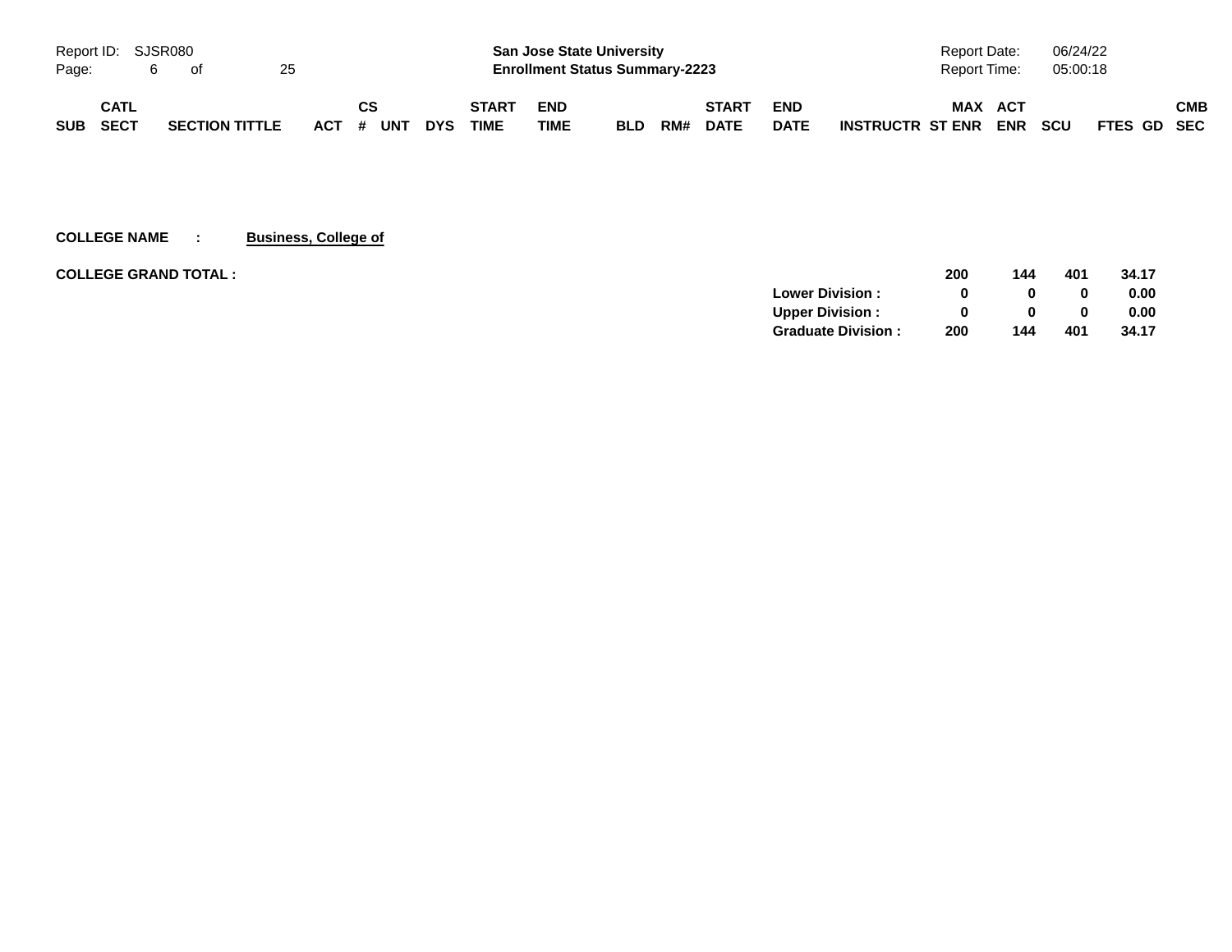| SUB | CATL SECT | SECTION TITTLE | ACT | CS # | UNT | DYS | START TIME | END TIME | BLD | RM# | START DATE | END DATE | INSTRUCTR | MAX ST ENR | ACT ENR | SCU | FTES | GD | CMB SEC |
|---|---|---|---|---|---|---|---|---|---|---|---|---|---|---|---|---|---|---|---|

**COLLEGE NAME : Business, College of**

| COLLEGE GRAND TOTAL : | | 200 | 144 | 401 | 34.17 |
|---|---|---|---|---|---|
| | Lower Division : | 0 | 0 | 0 | 0.00 |
| | Upper Division : | 0 | 0 | 0 | 0.00 |
| | Graduate Division : | 200 | 144 | 401 | 34.17 |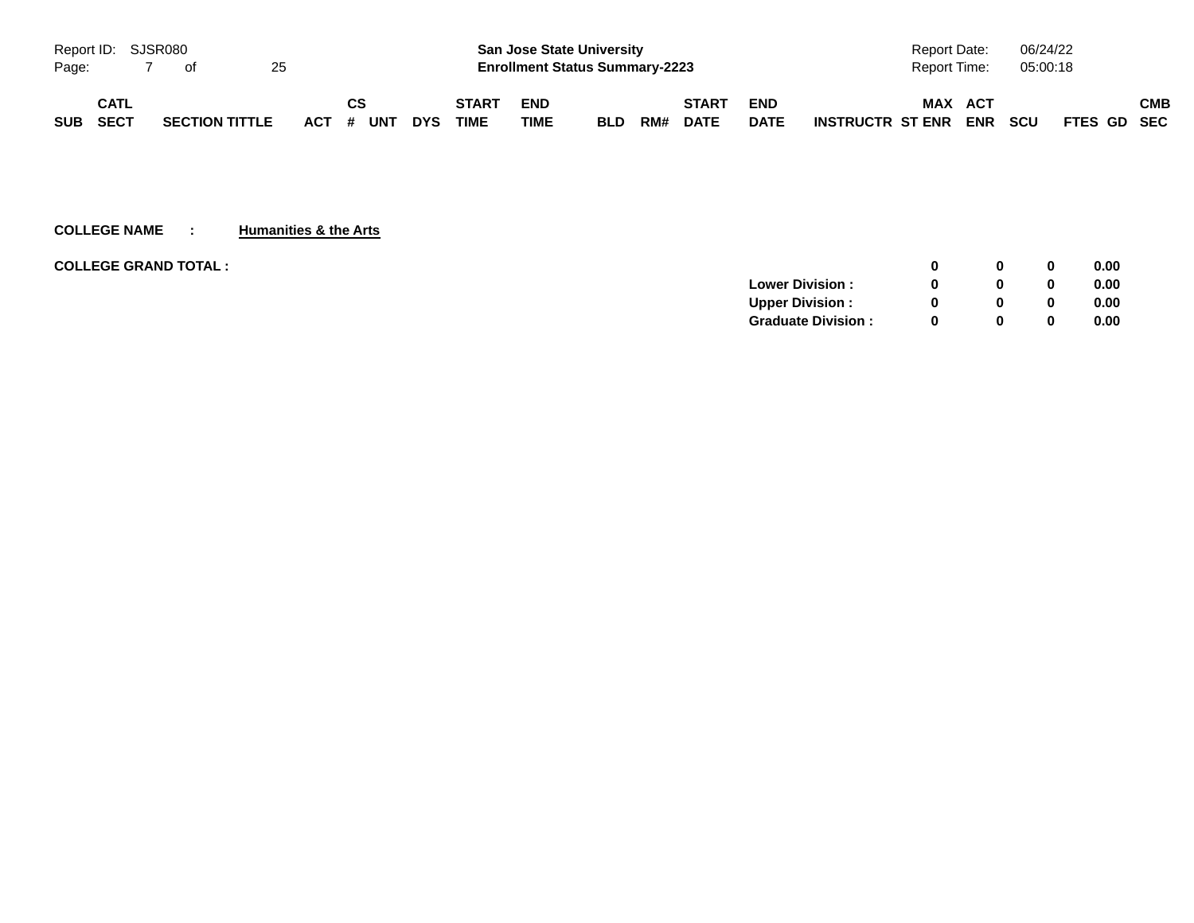| SUB | CATL SECT | SECTION TITTLE | ACT | CS # | UNT | DYS | START TIME | END TIME | BLD | RM# | START DATE | END DATE | INSTRUCTR | MAX ST ENR | ACT ENR | SCU | FTES | GD | CMB SEC |
|---|---|---|---|---|---|---|---|---|---|---|---|---|---|---|---|---|---|---|---|

**COLLEGE NAME : Humanities & the Arts**

| | | ACT ENR | SCU | FTES |
|---|---|---|---|---|
| **COLLEGE GRAND TOTAL :** | **0** | **0** | **0** | **0.00** |
| **Lower Division :** | **0** | **0** | **0** | **0.00** |
| **Upper Division :** | **0** | **0** | **0** | **0.00** |
| **Graduate Division :** | **0** | **0** | **0** | **0.00** |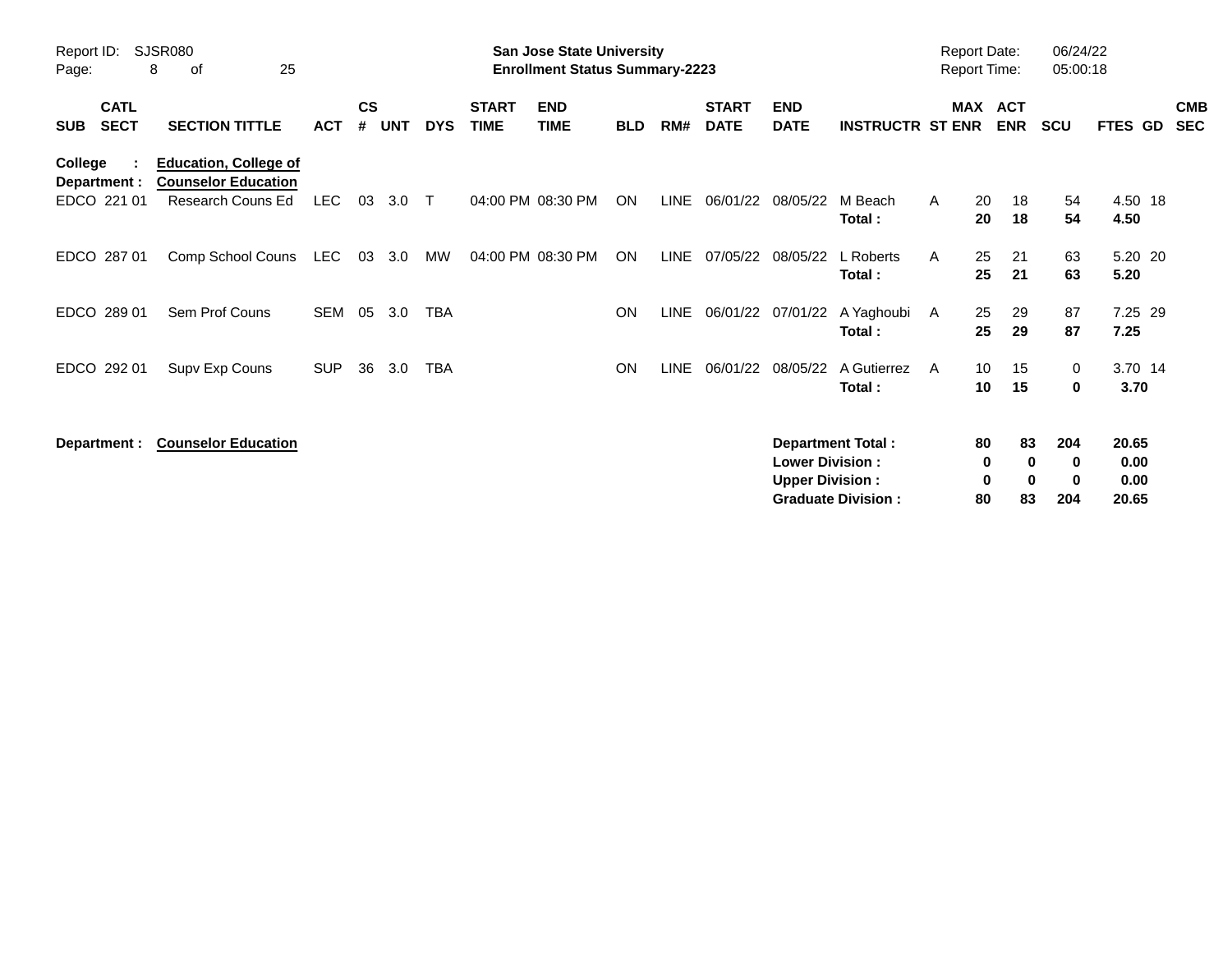**San Jose State University**
**Enrollment Status Summary-2223**

Report ID: SJSR080
Report Date: 06/24/22
Report Time: 05:00:18

| SUB | CATL SECT | SECTION TITTLE | ACT | CS # | UNT | DYS | START TIME | END TIME | BLD | RM# | START DATE | END DATE | INSTRUCTR | ST | MAX ENR | ACT ENR | SCU | FTES | GD | CMB SEC |
|---|---|---|---|---|---|---|---|---|---|---|---|---|---|---|---|---|---|---|---|---|
| **College :** | | **Education, College of** | | | | | | | | | | | | | | | | | | |
| **Department :** | | **Counselor Education** | | | | | | | | | | | | | | | | | | |
| EDCO | 221 01 | Research Couns Ed | LEC | 03 | 3.0 | T | 04:00 PM | 08:30 PM | ON | LINE | 06/01/22 | 08/05/22 | M Beach | A | 20 | 18 | 54 | 4.50 | 18 | |
| | | | | | | | | | | | | | **Total :** | | **20** | **18** | **54** | **4.50** | | |
| EDCO | 287 01 | Comp School Couns | LEC | 03 | 3.0 | MW | 04:00 PM | 08:30 PM | ON | LINE | 07/05/22 | 08/05/22 | L Roberts | A | 25 | 21 | 63 | 5.20 | 20 | |
| | | | | | | | | | | | | | **Total :** | | **25** | **21** | **63** | **5.20** | | |
| EDCO | 289 01 | Sem Prof Couns | SEM | 05 | 3.0 | TBA | | | ON | LINE | 06/01/22 | 07/01/22 | A Yaghoubi | A | 25 | 29 | 87 | 7.25 | 29 | |
| | | | | | | | | | | | | | **Total :** | | **25** | **29** | **87** | **7.25** | | |
| EDCO | 292 01 | Supv Exp Couns | SUP | 36 | 3.0 | TBA | | | ON | LINE | 06/01/22 | 08/05/22 | A Gutierrez | A | 10 | 15 | 0 | 3.70 | 14 | |
| | | | | | | | | | | | | | **Total :** | | **10** | **15** | **0** | **3.70** | | |

**Department : Counselor Education**

| | MAX ENR | ACT ENR | SCU | FTES |
|---|---|---|---|---|
| **Department Total :** | **80** | **83** | **204** | **20.65** |
| **Lower Division :** | **0** | **0** | **0** | **0.00** |
| **Upper Division :** | **0** | **0** | **0** | **0.00** |
| **Graduate Division :** | **80** | **83** | **204** | **20.65** |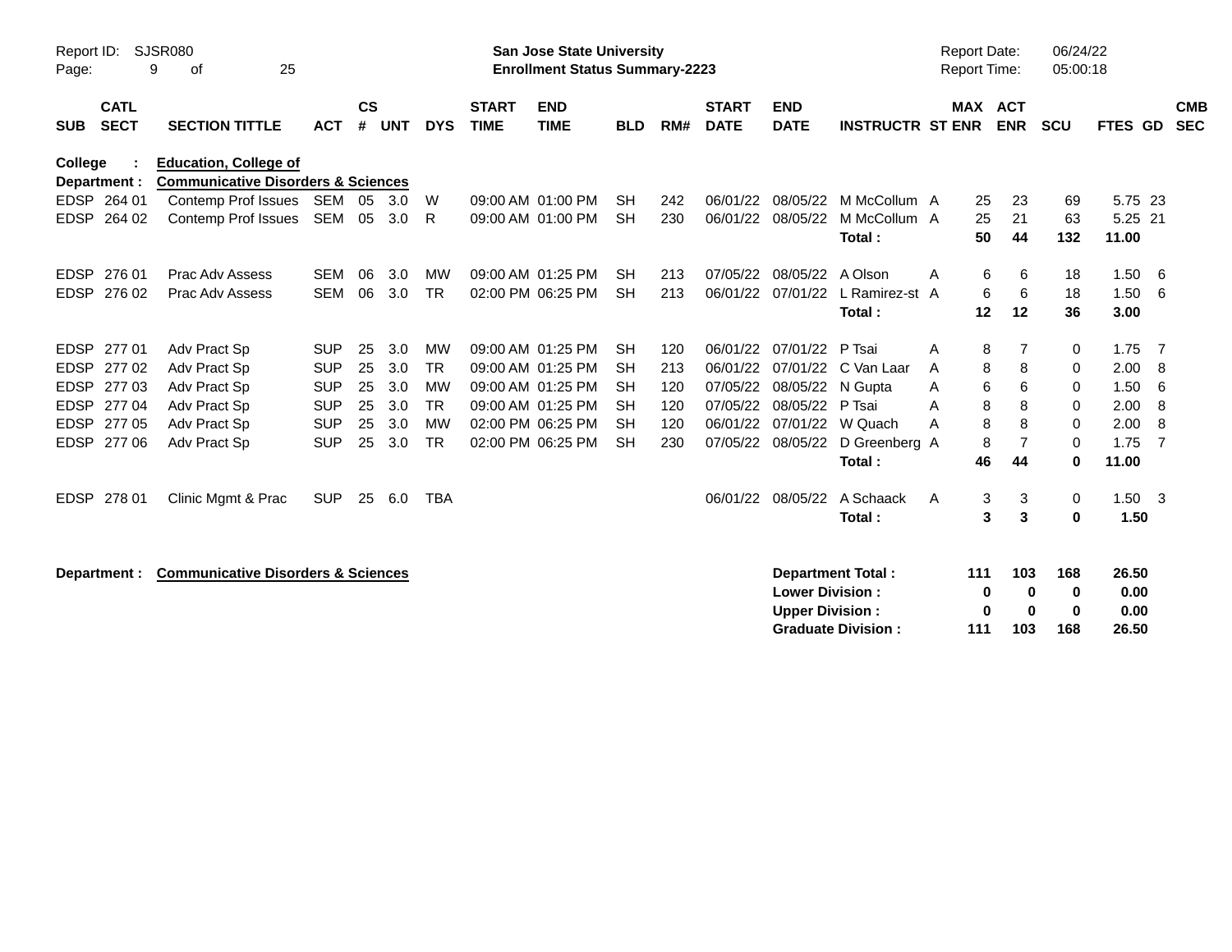Report ID: SJSR080

**San Jose State University**
**Enrollment Status Summary-2223**

Report Date: 06/24/22
Report Time: 05:00:18

**College : Education, College of**
**Department : Communicative Disorders & Sciences**

| SUB | CATL SECT | SECTION TITTLE | ACT | CS # | UNT | DYS | START TIME | END TIME | BLD | RM# | START DATE | END DATE | INSTRUCTR | ST | MAX ENR | ACT ENR | SCU | FTES | GD | CMB SEC |
|---|---|---|---|---|---|---|---|---|---|---|---|---|---|---|---|---|---|---|---|---|
| EDSP | 264 01 | Contemp Prof Issues | SEM | 05 | 3.0 | W | 09:00 AM | 01:00 PM | SH | 242 | 06/01/22 | 08/05/22 | M McCollum | A | 25 | 23 | 69 | 5.75 | 23 | |
| EDSP | 264 02 | Contemp Prof Issues | SEM | 05 | 3.0 | R | 09:00 AM | 01:00 PM | SH | 230 | 06/01/22 | 08/05/22 | M McCollum | A | 25 | 21 | 63 | 5.25 | 21 | |
| | | | | | | | | | | | | | **Total :** | | **50** | **44** | **132** | **11.00** | | |
| EDSP | 276 01 | Prac Adv Assess | SEM | 06 | 3.0 | MW | 09:00 AM | 01:25 PM | SH | 213 | 07/05/22 | 08/05/22 | A Olson | A | 6 | 6 | 18 | 1.50 | 6 | |
| EDSP | 276 02 | Prac Adv Assess | SEM | 06 | 3.0 | TR | 02:00 PM | 06:25 PM | SH | 213 | 06/01/22 | 07/01/22 | L Ramirez-st | A | 6 | 6 | 18 | 1.50 | 6 | |
| | | | | | | | | | | | | | **Total :** | | **12** | **12** | **36** | **3.00** | | |
| EDSP | 277 01 | Adv Pract Sp | SUP | 25 | 3.0 | MW | 09:00 AM | 01:25 PM | SH | 120 | 06/01/22 | 07/01/22 | P Tsai | A | 8 | 7 | 0 | 1.75 | 7 | |
| EDSP | 277 02 | Adv Pract Sp | SUP | 25 | 3.0 | TR | 09:00 AM | 01:25 PM | SH | 213 | 06/01/22 | 07/01/22 | C Van Laar | A | 8 | 8 | 0 | 2.00 | 8 | |
| EDSP | 277 03 | Adv Pract Sp | SUP | 25 | 3.0 | MW | 09:00 AM | 01:25 PM | SH | 120 | 07/05/22 | 08/05/22 | N Gupta | A | 6 | 6 | 0 | 1.50 | 6 | |
| EDSP | 277 04 | Adv Pract Sp | SUP | 25 | 3.0 | TR | 09:00 AM | 01:25 PM | SH | 120 | 07/05/22 | 08/05/22 | P Tsai | A | 8 | 8 | 0 | 2.00 | 8 | |
| EDSP | 277 05 | Adv Pract Sp | SUP | 25 | 3.0 | MW | 02:00 PM | 06:25 PM | SH | 120 | 06/01/22 | 07/01/22 | W Quach | A | 8 | 8 | 0 | 2.00 | 8 | |
| EDSP | 277 06 | Adv Pract Sp | SUP | 25 | 3.0 | TR | 02:00 PM | 06:25 PM | SH | 230 | 07/05/22 | 08/05/22 | D Greenberg | A | 8 | 7 | 0 | 1.75 | 7 | |
| | | | | | | | | | | | | | **Total :** | | **46** | **44** | **0** | **11.00** | | |
| EDSP | 278 01 | Clinic Mgmt & Prac | SUP | 25 | 6.0 | TBA | | | | | 06/01/22 | 08/05/22 | A Schaack | A | 3 | 3 | 0 | 1.50 | 3 | |
| | | | | | | | | | | | | | **Total :** | | **3** | **3** | **0** | **1.50** | | |

**Department : Communicative Disorders & Sciences**

| | MAX ENR | ACT ENR | SCU | FTES |
|---|---|---|---|---|
| **Department Total :** | **111** | **103** | **168** | **26.50** |
| **Lower Division :** | **0** | **0** | **0** | **0.00** |
| **Upper Division :** | **0** | **0** | **0** | **0.00** |
| **Graduate Division :** | **111** | **103** | **168** | **26.50** |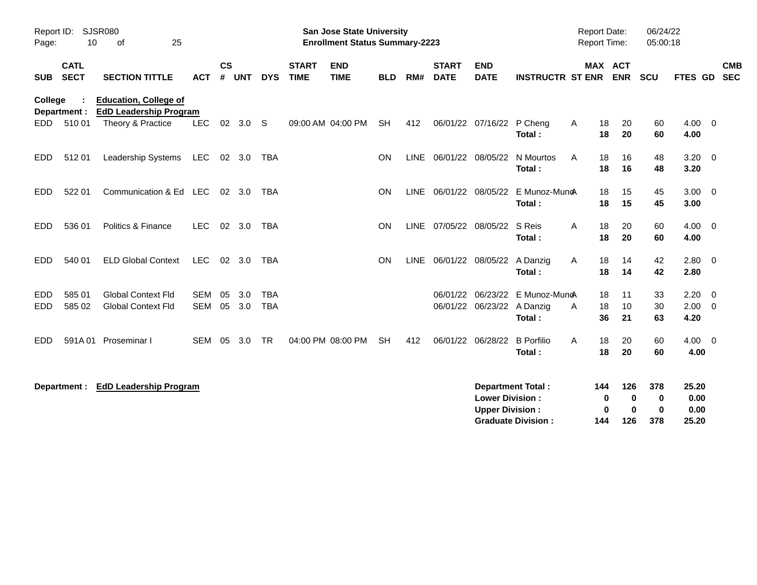**San Jose State University**
**Enrollment Status Summary-2223**

Report ID: SJSR080
Report Date: 06/24/22
Report Time: 05:00:18

| SUB | CATL SECT | SECTION TITTLE | ACT | CS # | UNT | DYS | START TIME | END TIME | BLD | RM# | START DATE | END DATE | INSTRUCTR | ST | MAX ENR | ACT ENR | SCU | FTES | GD | CMB SEC |
|---|---|---|---|---|---|---|---|---|---|---|---|---|---|---|---|---|---|---|---|---|
| **College :** | | **Education, College of** | | | | | | | | | | | | | | | | | | |
| **Department :** | | **EdD Leadership Program** | | | | | | | | | | | | | | | | | | |
| EDD | 510 01 | Theory & Practice | LEC | 02 | 3.0 | S | 09:00 AM | 04:00 PM | SH | 412 | 06/01/22 | 07/16/22 | P Cheng | A | 18 | 20 | 60 | 4.00 | 0 | |
| | | | | | | | | | | | | | **Total :** | | **18** | **20** | **60** | **4.00** | | |
| EDD | 512 01 | Leadership Systems | LEC | 02 | 3.0 | TBA | | | ON | LINE | 06/01/22 | 08/05/22 | N Mourtos | A | 18 | 16 | 48 | 3.20 | 0 | |
| | | | | | | | | | | | | | **Total :** | | **18** | **16** | **48** | **3.20** | | |
| EDD | 522 01 | Communication & Ed | LEC | 02 | 3.0 | TBA | | | ON | LINE | 06/01/22 | 08/05/22 | E Munoz-Muno | A | 18 | 15 | 45 | 3.00 | 0 | |
| | | | | | | | | | | | | | **Total :** | | **18** | **15** | **45** | **3.00** | | |
| EDD | 536 01 | Politics & Finance | LEC | 02 | 3.0 | TBA | | | ON | LINE | 07/05/22 | 08/05/22 | S Reis | A | 18 | 20 | 60 | 4.00 | 0 | |
| | | | | | | | | | | | | | **Total :** | | **18** | **20** | **60** | **4.00** | | |
| EDD | 540 01 | ELD Global Context | LEC | 02 | 3.0 | TBA | | | ON | LINE | 06/01/22 | 08/05/22 | A Danzig | A | 18 | 14 | 42 | 2.80 | 0 | |
| | | | | | | | | | | | | | **Total :** | | **18** | **14** | **42** | **2.80** | | |
| EDD | 585 01 | Global Context Fld | SEM | 05 | 3.0 | TBA | | | | | 06/01/22 | 06/23/22 | E Munoz-Muno | A | 18 | 11 | 33 | 2.20 | 0 | |
| EDD | 585 02 | Global Context Fld | SEM | 05 | 3.0 | TBA | | | | | 06/01/22 | 06/23/22 | A Danzig | A | 18 | 10 | 30 | 2.00 | 0 | |
| | | | | | | | | | | | | | **Total :** | | **36** | **21** | **63** | **4.20** | | |
| EDD | 591A 01 | Proseminar I | SEM | 05 | 3.0 | TR | 04:00 PM | 08:00 PM | SH | 412 | 06/01/22 | 06/28/22 | B Porfilio | A | 18 | 20 | 60 | 4.00 | 0 | |
| | | | | | | | | | | | | | **Total :** | | **18** | **20** | **60** | **4.00** | | |

**Department : EdD Leadership Program**

| | MAX ENR | ACT ENR | SCU | FTES |
|---|---|---|---|---|
| **Department Total :** | **144** | **126** | **378** | **25.20** |
| **Lower Division :** | **0** | **0** | **0** | **0.00** |
| **Upper Division :** | **0** | **0** | **0** | **0.00** |
| **Graduate Division :** | **144** | **126** | **378** | **25.20** |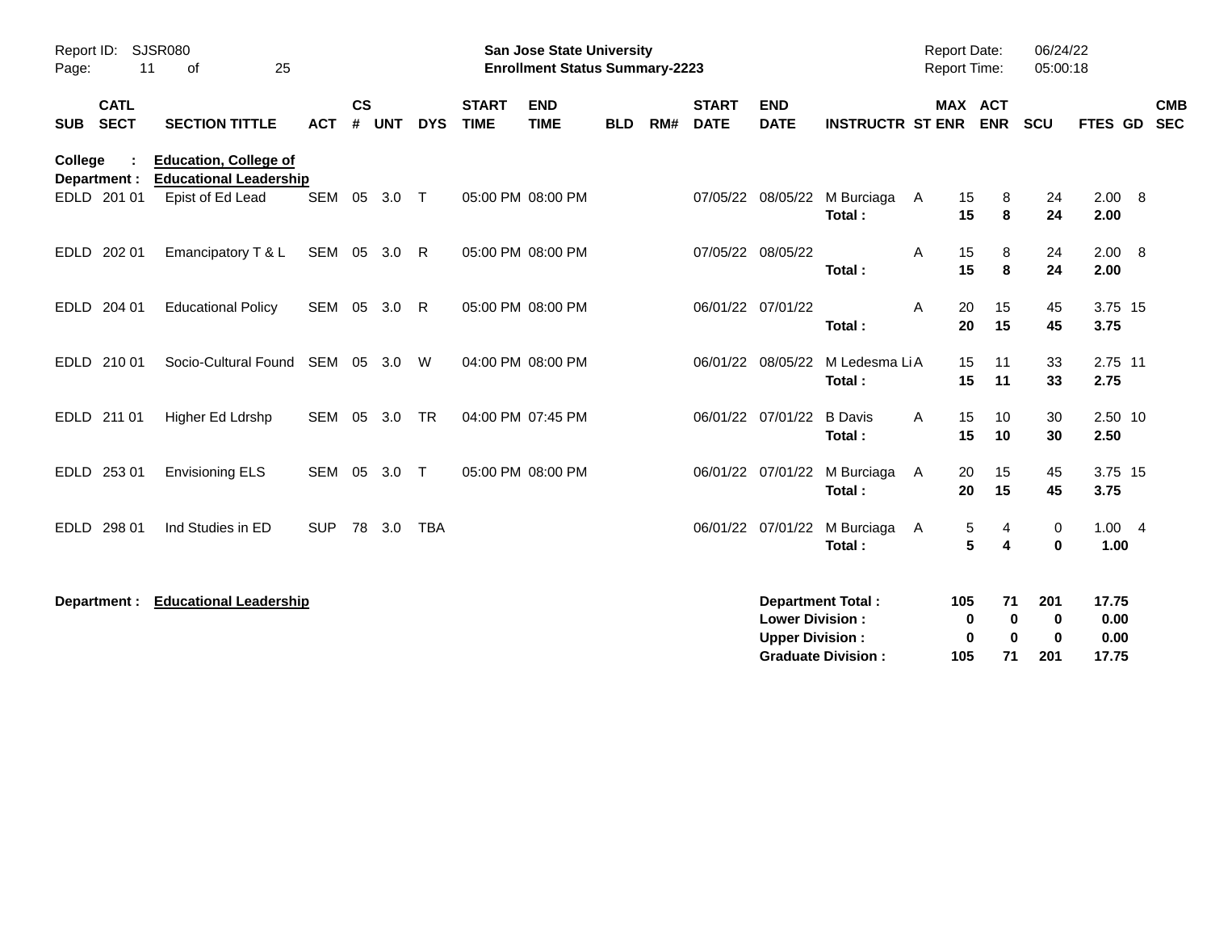Report ID: SJSR080

**San Jose State University**
**Enrollment Status Summary-2223**

Report Date: 06/24/22
Report Time: 05:00:18

**College : Education, College of**
**Department : Educational Leadership**

| SUB | CATL SECT | SECTION TITTLE | ACT | CS # | UNT | DYS | START TIME | END TIME | BLD | RM# | START DATE | END DATE | INSTRUCTR | ST | MAX ENR | ACT ENR | SCU | FTES | GD | CMB SEC |
|---|---|---|---|---|---|---|---|---|---|---|---|---|---|---|---|---|---|---|---|---|
| EDLD | 201 01 | Epist of Ed Lead | SEM | 05 | 3.0 | T | 05:00 PM | 08:00 PM | | | 07/05/22 | 08/05/22 | M Burciaga | A | 15 | 8 | 24 | 2.00 | 8 | |
| | | | | | | | | | | | | | **Total :** | | **15** | **8** | **24** | **2.00** | | |
| EDLD | 202 01 | Emancipatory T & L | SEM | 05 | 3.0 | R | 05:00 PM | 08:00 PM | | | 07/05/22 | 08/05/22 | | A | 15 | 8 | 24 | 2.00 | 8 | |
| | | | | | | | | | | | | | **Total :** | | **15** | **8** | **24** | **2.00** | | |
| EDLD | 204 01 | Educational Policy | SEM | 05 | 3.0 | R | 05:00 PM | 08:00 PM | | | 06/01/22 | 07/01/22 | | A | 20 | 15 | 45 | 3.75 | 15 | |
| | | | | | | | | | | | | | **Total :** | | **20** | **15** | **45** | **3.75** | | |
| EDLD | 210 01 | Socio-Cultural Found | SEM | 05 | 3.0 | W | 04:00 PM | 08:00 PM | | | 06/01/22 | 08/05/22 | M Ledesma Li | A | 15 | 11 | 33 | 2.75 | 11 | |
| | | | | | | | | | | | | | **Total :** | | **15** | **11** | **33** | **2.75** | | |
| EDLD | 211 01 | Higher Ed Ldrshp | SEM | 05 | 3.0 | TR | 04:00 PM | 07:45 PM | | | 06/01/22 | 07/01/22 | B Davis | A | 15 | 10 | 30 | 2.50 | 10 | |
| | | | | | | | | | | | | | **Total :** | | **15** | **10** | **30** | **2.50** | | |
| EDLD | 253 01 | Envisioning ELS | SEM | 05 | 3.0 | T | 05:00 PM | 08:00 PM | | | 06/01/22 | 07/01/22 | M Burciaga | A | 20 | 15 | 45 | 3.75 | 15 | |
| | | | | | | | | | | | | | **Total :** | | **20** | **15** | **45** | **3.75** | | |
| EDLD | 298 01 | Ind Studies in ED | SUP | 78 | 3.0 | TBA | | | | | 06/01/22 | 07/01/22 | M Burciaga | A | 5 | 4 | 0 | 1.00 | 4 | |
| | | | | | | | | | | | | | **Total :** | | **5** | **4** | **0** | **1.00** | | |

**Department : Educational Leadership**

| | MAX ENR | ACT ENR | SCU | FTES |
|---|---|---|---|---|
| **Department Total :** | **105** | **71** | **201** | **17.75** |
| **Lower Division :** | **0** | **0** | **0** | **0.00** |
| **Upper Division :** | **0** | **0** | **0** | **0.00** |
| **Graduate Division :** | **105** | **71** | **201** | **17.75** |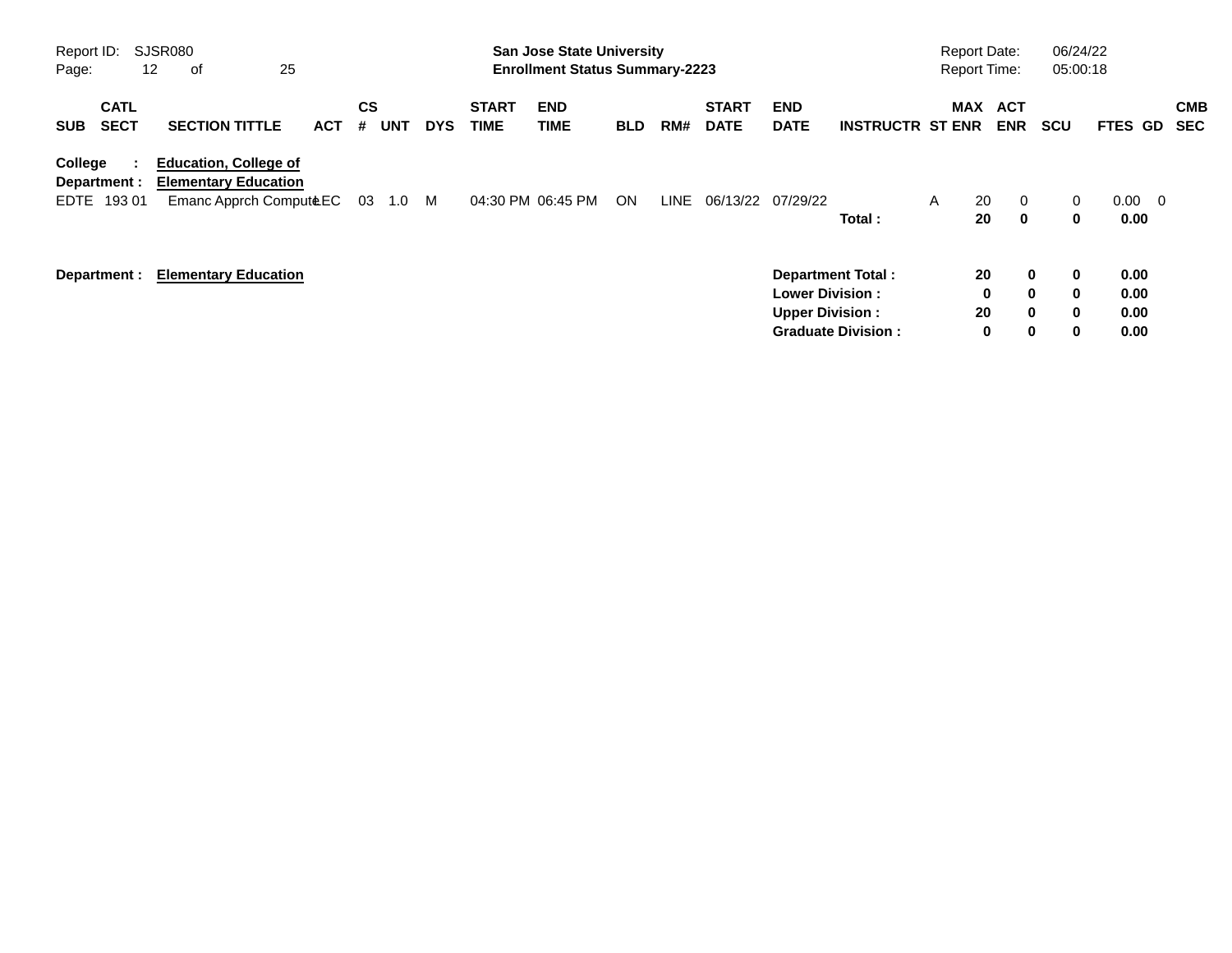**San Jose State University**
**Enrollment Status Summary-2223**

Report ID: SJSR080
Report Date: 06/24/22
Report Time: 05:00:18

| SUB | CATL SECT | SECTION TITTLE | ACT | CS # | UNT | DYS | START TIME | END TIME | BLD | RM# | START DATE | END DATE | INSTRUCTR | ST | MAX ENR | ACT ENR | SCU | FTES | GD | CMB SEC |
|---|---|---|---|---|---|---|---|---|---|---|---|---|---|---|---|---|---|---|---|---|
| **College :** | | **Education, College of** | | | | | | | | | | | | | | | | | | |
| **Department :** | | **Elementary Education** | | | | | | | | | | | | | | | | | | |
| EDTE | 193 01 | Emanc Apprch Compute | LEC | 03 | 1.0 | M | 04:30 PM | 06:45 PM | ON | LINE | 06/13/22 | 07/29/22 | | A | 20 | 0 | 0 | 0.00 | 0 | |
| | | | | | | | | | | | | | **Total :** | | **20** | **0** | **0** | **0.00** | | |

**Department : Elementary Education**

| | MAX ENR | ACT ENR | SCU | FTES |
|---|---|---|---|---|
| **Department Total :** | **20** | **0** | **0** | **0.00** |
| **Lower Division :** | **0** | **0** | **0** | **0.00** |
| **Upper Division :** | **20** | **0** | **0** | **0.00** |
| **Graduate Division :** | **0** | **0** | **0** | **0.00** |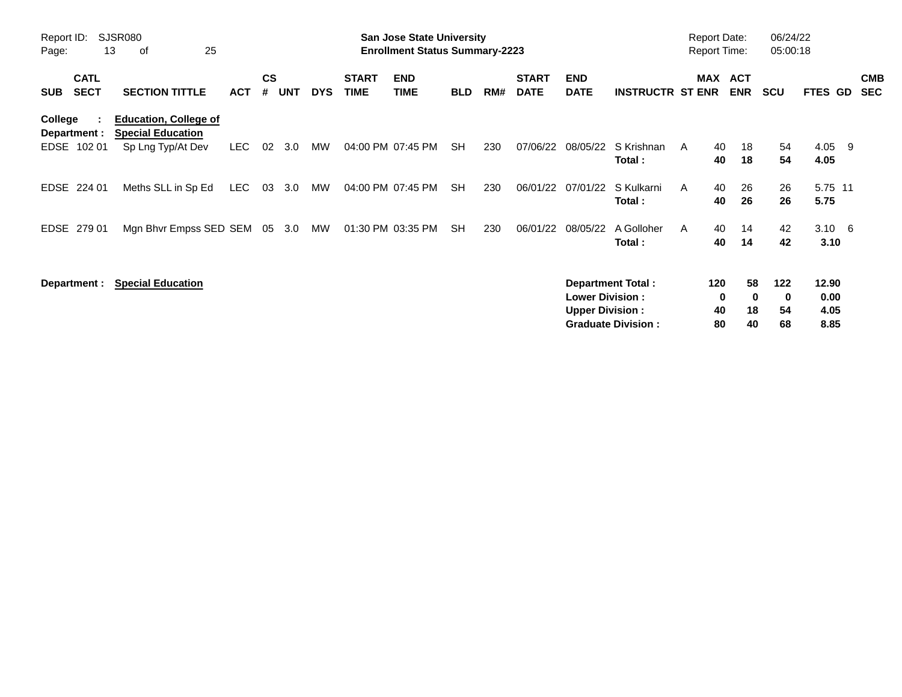**San Jose State University**
**Enrollment Status Summary-2223**

Report ID: SJSR080
Report Date: 06/24/22
Report Time: 05:00:18

| SUB | CATL SECT | SECTION TITTLE | ACT | CS # | UNT | DYS | START TIME | END TIME | BLD | RM# | START DATE | END DATE | INSTRUCTR | ST | MAX ENR | ACT ENR | SCU | FTES | GD | CMB SEC |
|---|---|---|---|---|---|---|---|---|---|---|---|---|---|---|---|---|---|---|---|---|
| **College :** | | **Education, College of** | | | | | | | | | | | | | | | | | | |
| **Department :** | | **Special Education** | | | | | | | | | | | | | | | | | | |
| EDSE | 102 01 | Sp Lng Typ/At Dev | LEC | 02 | 3.0 | MW | 04:00 PM | 07:45 PM | SH | 230 | 07/06/22 | 08/05/22 | S Krishnan | A | 40 | 18 | 54 | 4.05 | 9 | |
| | | | | | | | | | | | | | **Total :** | | **40** | **18** | **54** | **4.05** | | |
| EDSE | 224 01 | Meths SLL in Sp Ed | LEC | 03 | 3.0 | MW | 04:00 PM | 07:45 PM | SH | 230 | 06/01/22 | 07/01/22 | S Kulkarni | A | 40 | 26 | 26 | 5.75 | 11 | |
| | | | | | | | | | | | | | **Total :** | | **40** | **26** | **26** | **5.75** | | |
| EDSE | 279 01 | Mgn Bhvr Empss SED | SEM | 05 | 3.0 | MW | 01:30 PM | 03:35 PM | SH | 230 | 06/01/22 | 08/05/22 | A Golloher | A | 40 | 14 | 42 | 3.10 | 6 | |
| | | | | | | | | | | | | | **Total :** | | **40** | **14** | **42** | **3.10** | | |

**Department : Special Education**

| | MAX ENR | ACT ENR | SCU | FTES |
|---|---|---|---|---|
| **Department Total :** | **120** | **58** | **122** | **12.90** |
| **Lower Division :** | **0** | **0** | **0** | **0.00** |
| **Upper Division :** | **40** | **18** | **54** | **4.05** |
| **Graduate Division :** | **80** | **40** | **68** | **8.85** |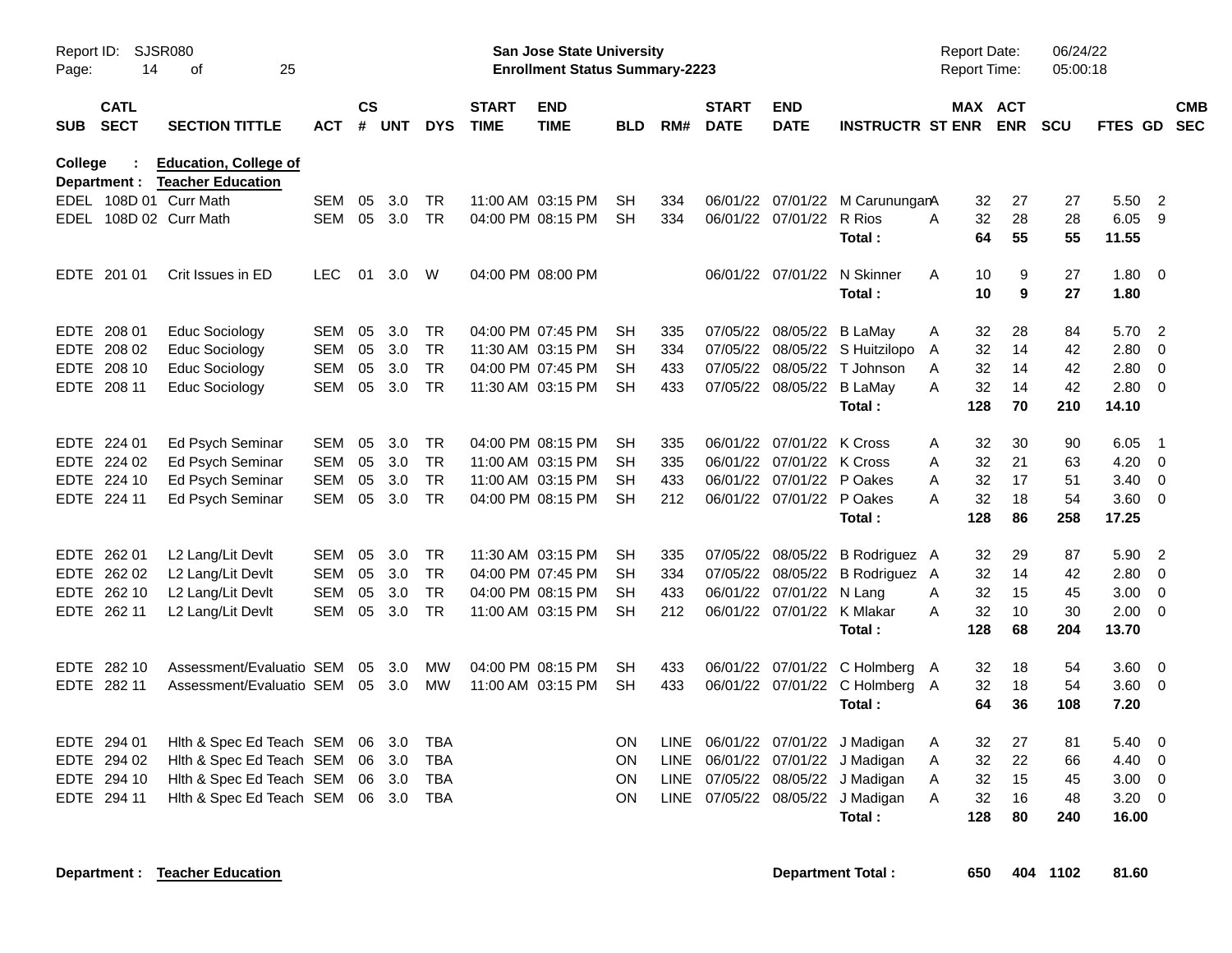Report ID: SJSR080

**San Jose State University**
**Enrollment Status Summary-2223**

Report Date: 06/24/22
Report Time: 05:00:18

**College : Education, College of**
**Department : Teacher Education**

| SUB | CATL SECT | SECTION TITTLE | ACT | CS # | UNT | DYS | START TIME | END TIME | BLD | RM# | START DATE | END DATE | INSTRUCTR | ST | MAX ENR | ACT ENR | SCU | FTES | GD | CMB SEC |
|---|---|---|---|---|---|---|---|---|---|---|---|---|---|---|---|---|---|---|---|---|
| EDEL | 108D 01 | Curr Math | SEM | 05 | 3.0 | TR | 11:00 AM | 03:15 PM | SH | 334 | 06/01/22 | 07/01/22 | M Carunungan | A | 32 | 27 | 27 | 5.50 | 2 | |
| EDEL | 108D 02 | Curr Math | SEM | 05 | 3.0 | TR | 04:00 PM | 08:15 PM | SH | 334 | 06/01/22 | 07/01/22 | R Rios | A | 32 | 28 | 28 | 6.05 | 9 | |
| | | | | | | | | | | | | | **Total :** | | **64** | **55** | **55** | **11.55** | | |
| EDTE | 201 01 | Crit Issues in ED | LEC | 01 | 3.0 | W | 04:00 PM | 08:00 PM | | | 06/01/22 | 07/01/22 | N Skinner | A | 10 | 9 | 27 | 1.80 | 0 | |
| | | | | | | | | | | | | | **Total :** | | **10** | **9** | **27** | **1.80** | | |
| EDTE | 208 01 | Educ Sociology | SEM | 05 | 3.0 | TR | 04:00 PM | 07:45 PM | SH | 335 | 07/05/22 | 08/05/22 | B LaMay | A | 32 | 28 | 84 | 5.70 | 2 | |
| EDTE | 208 02 | Educ Sociology | SEM | 05 | 3.0 | TR | 11:30 AM | 03:15 PM | SH | 334 | 07/05/22 | 08/05/22 | S Huitzilopo | A | 32 | 14 | 42 | 2.80 | 0 | |
| EDTE | 208 10 | Educ Sociology | SEM | 05 | 3.0 | TR | 04:00 PM | 07:45 PM | SH | 433 | 07/05/22 | 08/05/22 | T Johnson | A | 32 | 14 | 42 | 2.80 | 0 | |
| EDTE | 208 11 | Educ Sociology | SEM | 05 | 3.0 | TR | 11:30 AM | 03:15 PM | SH | 433 | 07/05/22 | 08/05/22 | B LaMay | A | 32 | 14 | 42 | 2.80 | 0 | |
| | | | | | | | | | | | | | **Total :** | | **128** | **70** | **210** | **14.10** | | |
| EDTE | 224 01 | Ed Psych Seminar | SEM | 05 | 3.0 | TR | 04:00 PM | 08:15 PM | SH | 335 | 06/01/22 | 07/01/22 | K Cross | A | 32 | 30 | 90 | 6.05 | 1 | |
| EDTE | 224 02 | Ed Psych Seminar | SEM | 05 | 3.0 | TR | 11:00 AM | 03:15 PM | SH | 335 | 06/01/22 | 07/01/22 | K Cross | A | 32 | 21 | 63 | 4.20 | 0 | |
| EDTE | 224 10 | Ed Psych Seminar | SEM | 05 | 3.0 | TR | 11:00 AM | 03:15 PM | SH | 433 | 06/01/22 | 07/01/22 | P Oakes | A | 32 | 17 | 51 | 3.40 | 0 | |
| EDTE | 224 11 | Ed Psych Seminar | SEM | 05 | 3.0 | TR | 04:00 PM | 08:15 PM | SH | 212 | 06/01/22 | 07/01/22 | P Oakes | A | 32 | 18 | 54 | 3.60 | 0 | |
| | | | | | | | | | | | | | **Total :** | | **128** | **86** | **258** | **17.25** | | |
| EDTE | 262 01 | L2 Lang/Lit Devlt | SEM | 05 | 3.0 | TR | 11:30 AM | 03:15 PM | SH | 335 | 07/05/22 | 08/05/22 | B Rodriguez | A | 32 | 29 | 87 | 5.90 | 2 | |
| EDTE | 262 02 | L2 Lang/Lit Devlt | SEM | 05 | 3.0 | TR | 04:00 PM | 07:45 PM | SH | 334 | 07/05/22 | 08/05/22 | B Rodriguez | A | 32 | 14 | 42 | 2.80 | 0 | |
| EDTE | 262 10 | L2 Lang/Lit Devlt | SEM | 05 | 3.0 | TR | 04:00 PM | 08:15 PM | SH | 433 | 06/01/22 | 07/01/22 | N Lang | A | 32 | 15 | 45 | 3.00 | 0 | |
| EDTE | 262 11 | L2 Lang/Lit Devlt | SEM | 05 | 3.0 | TR | 11:00 AM | 03:15 PM | SH | 212 | 06/01/22 | 07/01/22 | K Mlakar | A | 32 | 10 | 30 | 2.00 | 0 | |
| | | | | | | | | | | | | | **Total :** | | **128** | **68** | **204** | **13.70** | | |
| EDTE | 282 10 | Assessment/Evaluatio | SEM | 05 | 3.0 | MW | 04:00 PM | 08:15 PM | SH | 433 | 06/01/22 | 07/01/22 | C Holmberg | A | 32 | 18 | 54 | 3.60 | 0 | |
| EDTE | 282 11 | Assessment/Evaluatio | SEM | 05 | 3.0 | MW | 11:00 AM | 03:15 PM | SH | 433 | 06/01/22 | 07/01/22 | C Holmberg | A | 32 | 18 | 54 | 3.60 | 0 | |
| | | | | | | | | | | | | | **Total :** | | **64** | **36** | **108** | **7.20** | | |
| EDTE | 294 01 | Hlth & Spec Ed Teach | SEM | 06 | 3.0 | TBA | | | ON | LINE | 06/01/22 | 07/01/22 | J Madigan | A | 32 | 27 | 81 | 5.40 | 0 | |
| EDTE | 294 02 | Hlth & Spec Ed Teach | SEM | 06 | 3.0 | TBA | | | ON | LINE | 06/01/22 | 07/01/22 | J Madigan | A | 32 | 22 | 66 | 4.40 | 0 | |
| EDTE | 294 10 | Hlth & Spec Ed Teach | SEM | 06 | 3.0 | TBA | | | ON | LINE | 07/05/22 | 08/05/22 | J Madigan | A | 32 | 15 | 45 | 3.00 | 0 | |
| EDTE | 294 11 | Hlth & Spec Ed Teach | SEM | 06 | 3.0 | TBA | | | ON | LINE | 07/05/22 | 08/05/22 | J Madigan | A | 32 | 16 | 48 | 3.20 | 0 | |
| | | | | | | | | | | | | | **Total :** | | **128** | **80** | **240** | **16.00** | | |

**Department : Teacher Education** — **Department Total :** **650** **404** **1102** **81.60**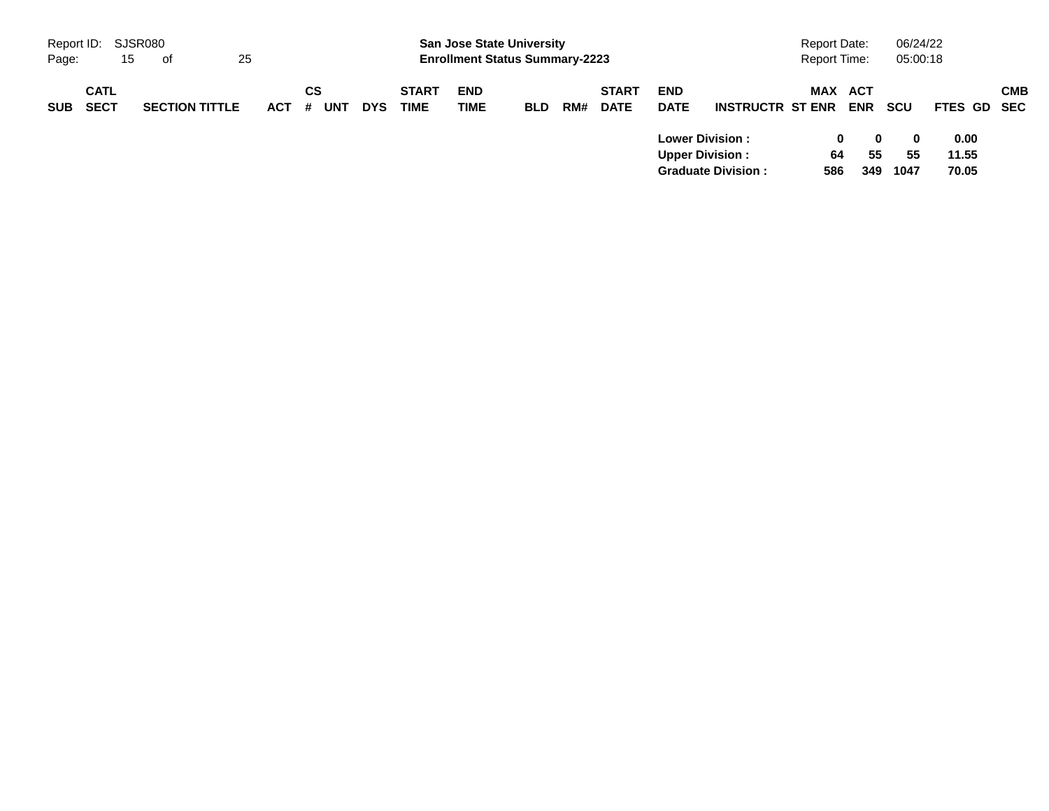| SUB | CATL SECT | SECTION TITTLE | ACT | CS # | UNT | DYS | START TIME | END TIME | BLD | RM# | START DATE | END DATE | INSTRUCTR | ST | MAX ENR | ACT ENR | SCU | FTES | GD | CMB SEC |
|---|---|---|---|---|---|---|---|---|---|---|---|---|---|---|---|---|---|---|---|---|
| | | | | | | | | | | | | **Lower Division :** | | | **0** | **0** | **0** | **0.00** | | |
| | | | | | | | | | | | | **Upper Division :** | | | **64** | **55** | **55** | **11.55** | | |
| | | | | | | | | | | | | **Graduate Division :** | | | **586** | **349** | **1047** | **70.05** | | |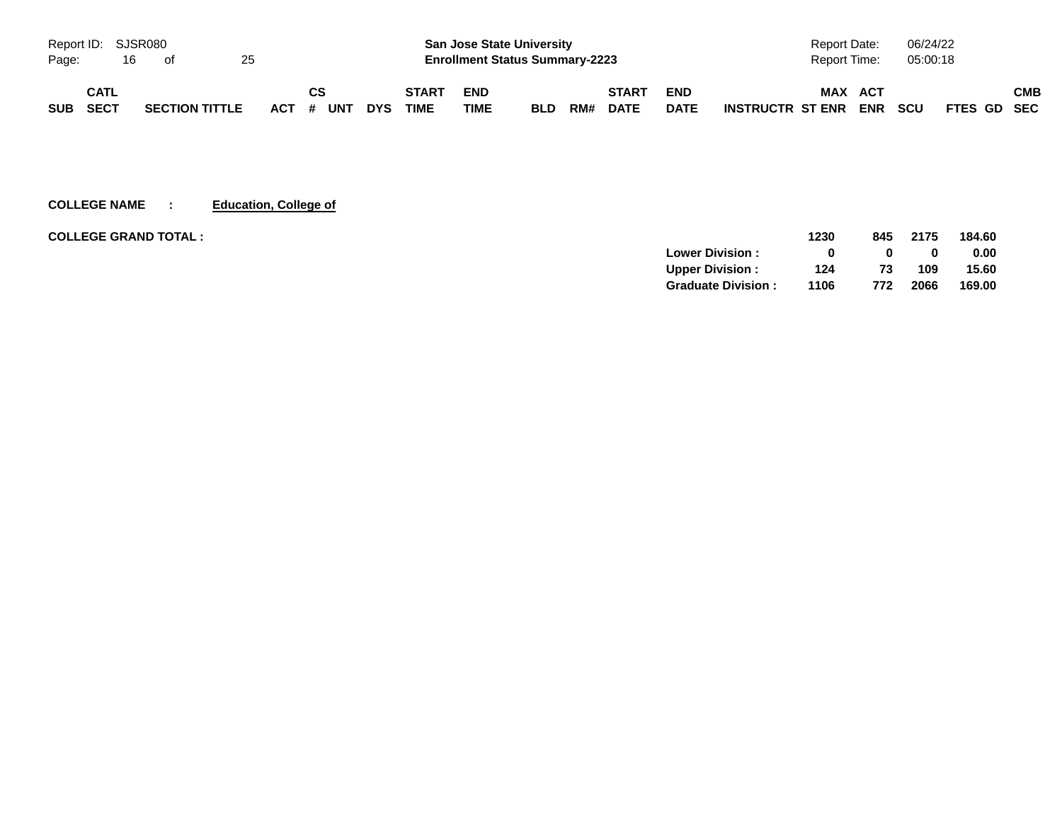| SUB | CATL SECT | SECTION TITTLE | ACT | CS # | UNT | DYS | START TIME | END TIME | BLD | RM# | START DATE | END DATE | INSTRUCTR | MAX ST ENR | ACT ENR | SCU | FTES | GD | CMB SEC |
|---|---|---|---|---|---|---|---|---|---|---|---|---|---|---|---|---|---|---|---|

**COLLEGE NAME : Education, College of**

**COLLEGE GRAND TOTAL :**

| | MAX ST ENR | ACT ENR | SCU | FTES |
|---|---|---|---|---|
| | **1230** | **845** | **2175** | **184.60** |
| **Lower Division :** | **0** | **0** | **0** | **0.00** |
| **Upper Division :** | **124** | **73** | **109** | **15.60** |
| **Graduate Division :** | **1106** | **772** | **2066** | **169.00** |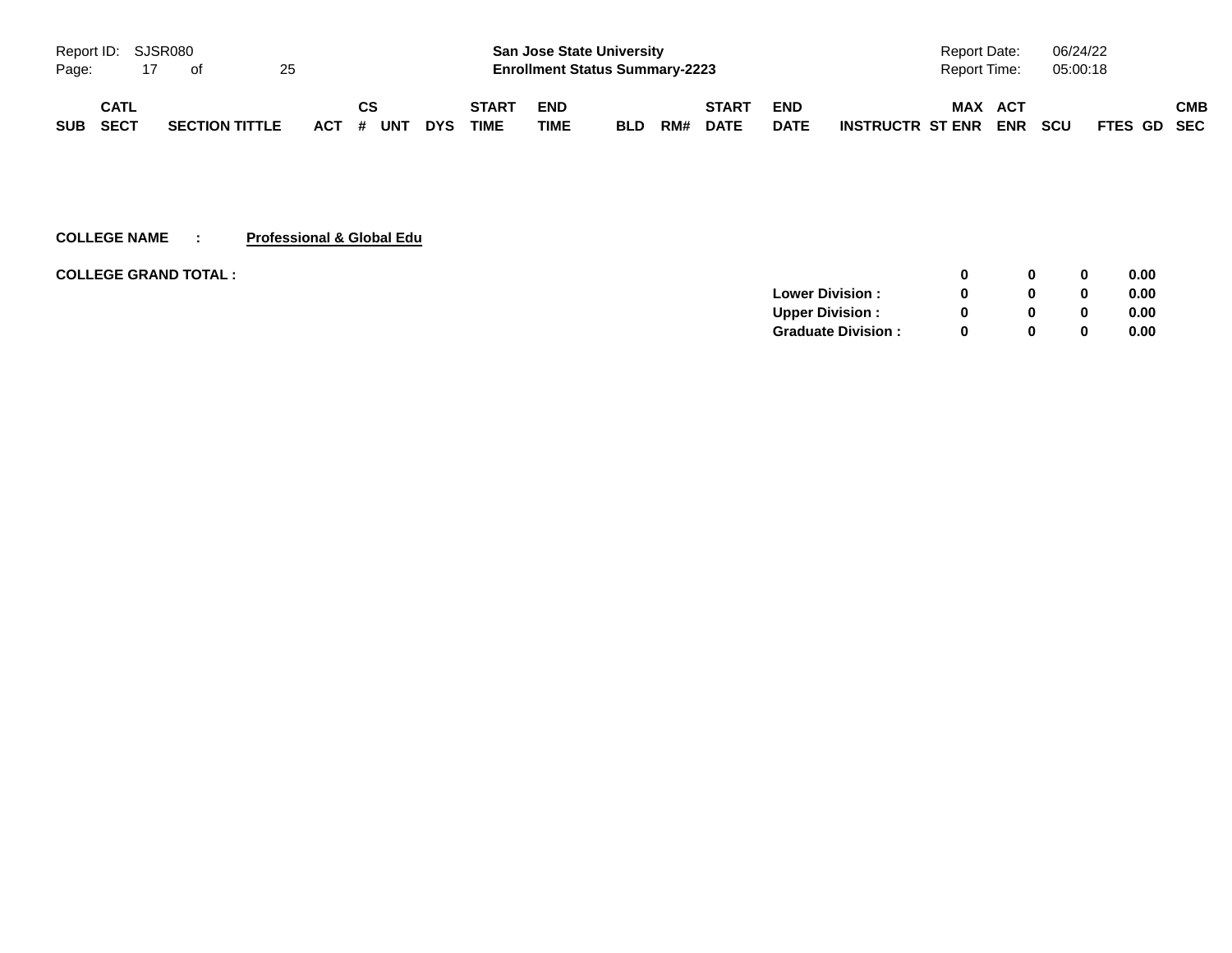**COLLEGE NAME : Professional & Global Edu**

| COLLEGE GRAND TOTAL : | 0 | 0 | 0 | 0.00 |
|---|---|---|---|---|
| Lower Division : | 0 | 0 | 0 | 0.00 |
| Upper Division : | 0 | 0 | 0 | 0.00 |
| Graduate Division : | 0 | 0 | 0 | 0.00 |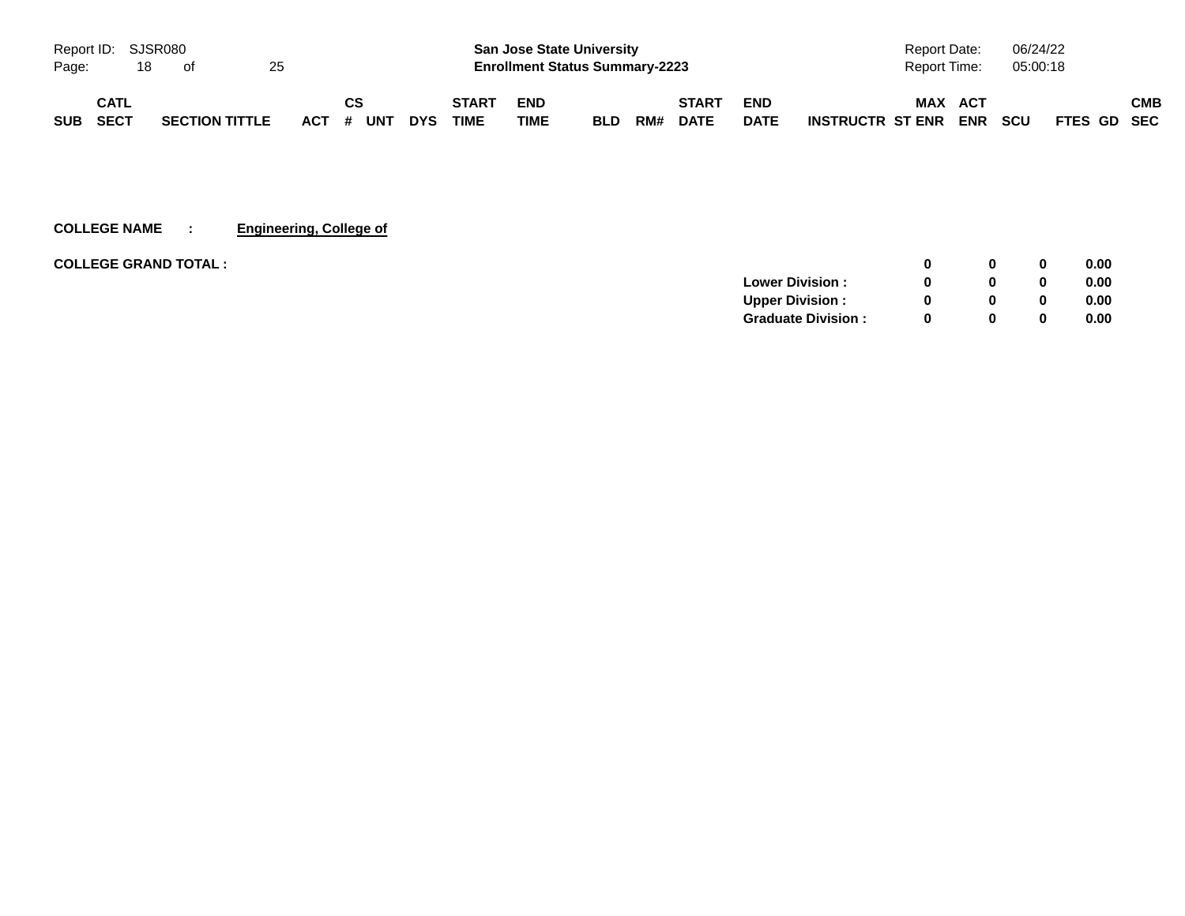| SUB | CATL SECT | SECTION TITTLE | ACT | CS # | UNT | DYS | START TIME | END TIME | BLD | RM# | START DATE | END DATE | INSTRUCTR | MAX ST ENR | ACT ENR | SCU | FTES | GD | CMB SEC |
|---|---|---|---|---|---|---|---|---|---|---|---|---|---|---|---|---|---|---|---|

**COLLEGE NAME : Engineering, College of**

| | | MAX ST ENR | ACT ENR | SCU | FTES |
|---|---|---|---|---|---|
| **COLLEGE GRAND TOTAL :** | | **0** | **0** | **0** | **0.00** |
| | **Lower Division :** | **0** | **0** | **0** | **0.00** |
| | **Upper Division :** | **0** | **0** | **0** | **0.00** |
| | **Graduate Division :** | **0** | **0** | **0** | **0.00** |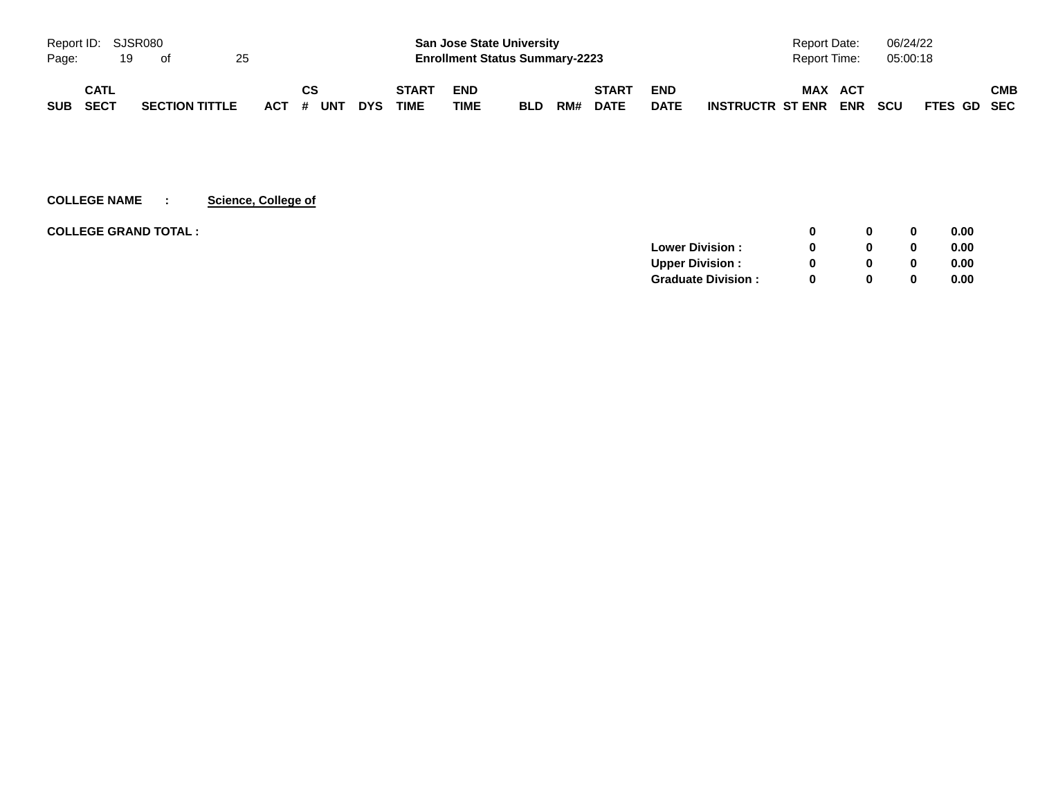| SUB | CATL SECT | SECTION TITTLE | ACT | CS # | UNT | DYS | START TIME | END TIME | BLD | RM# | START DATE | END DATE | INSTRUCTR | MAX ST ENR | ACT ENR | SCU | FTES | GD | CMB SEC |
|---|---|---|---|---|---|---|---|---|---|---|---|---|---|---|---|---|---|---|---|

**COLLEGE NAME : Science, College of**

| COLLEGE GRAND TOTAL : | | MAX ST ENR | ACT ENR | SCU | FTES |
|---|---|---|---|---|---|
| | | 0 | 0 | 0 | 0.00 |
| | Lower Division : | 0 | 0 | 0 | 0.00 |
| | Upper Division : | 0 | 0 | 0 | 0.00 |
| | Graduate Division : | 0 | 0 | 0 | 0.00 |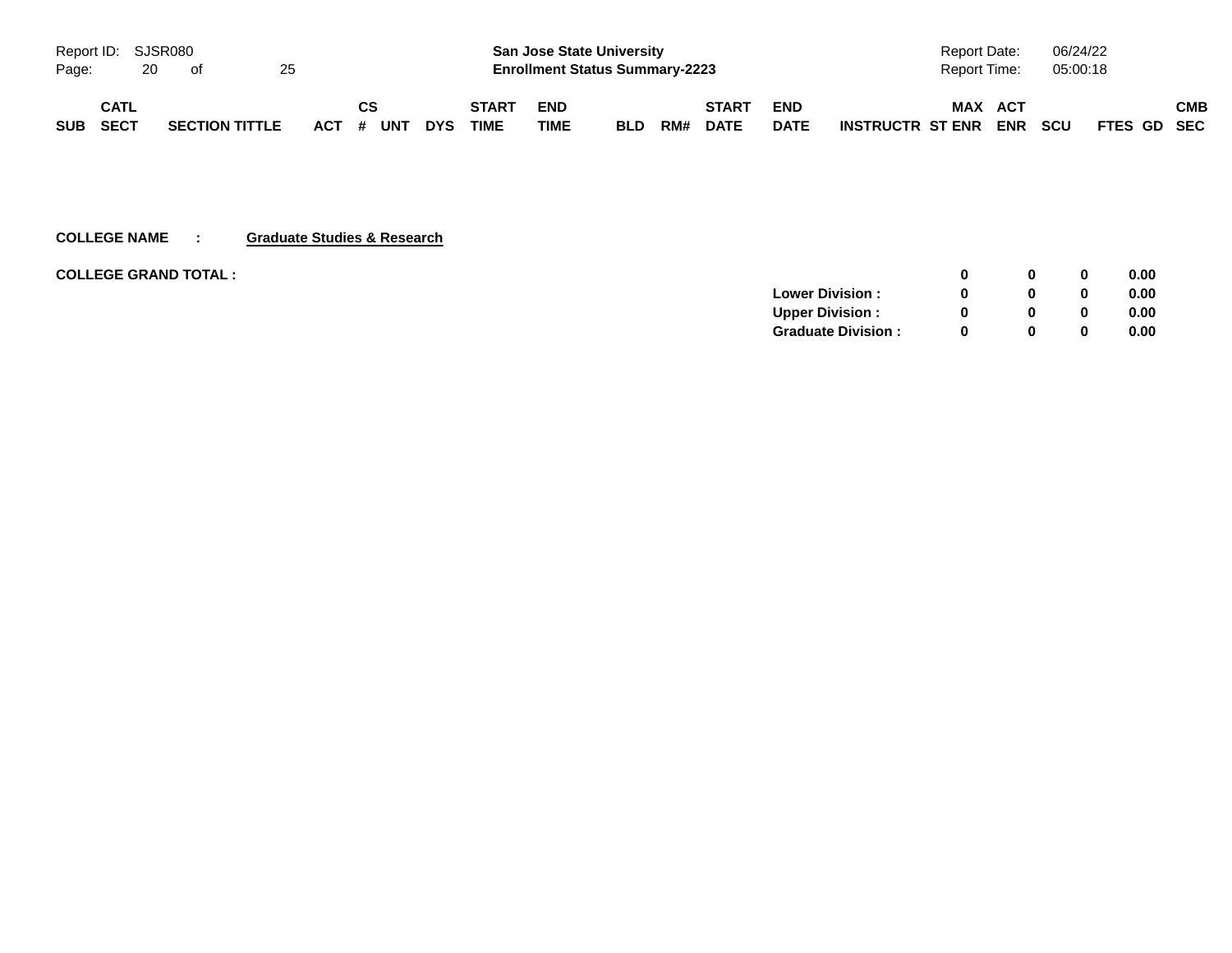| SUB | CATL SECT | SECTION TITTLE | ACT | CS # | UNT | DYS | START TIME | END TIME | BLD | RM# | START DATE | END DATE | INSTRUCTR | MAX ST ENR | ACT ENR | SCU | FTES | GD | CMB SEC |
|---|---|---|---|---|---|---|---|---|---|---|---|---|---|---|---|---|---|---|---|

**COLLEGE NAME : Graduate Studies & Research**

| | | MAX ST ENR | ACT ENR | SCU | FTES |
|---|---|---|---|---|---|
| **COLLEGE GRAND TOTAL :** | | **0** | **0** | **0** | **0.00** |
| | **Lower Division :** | **0** | **0** | **0** | **0.00** |
| | **Upper Division :** | **0** | **0** | **0** | **0.00** |
| | **Graduate Division :** | **0** | **0** | **0** | **0.00** |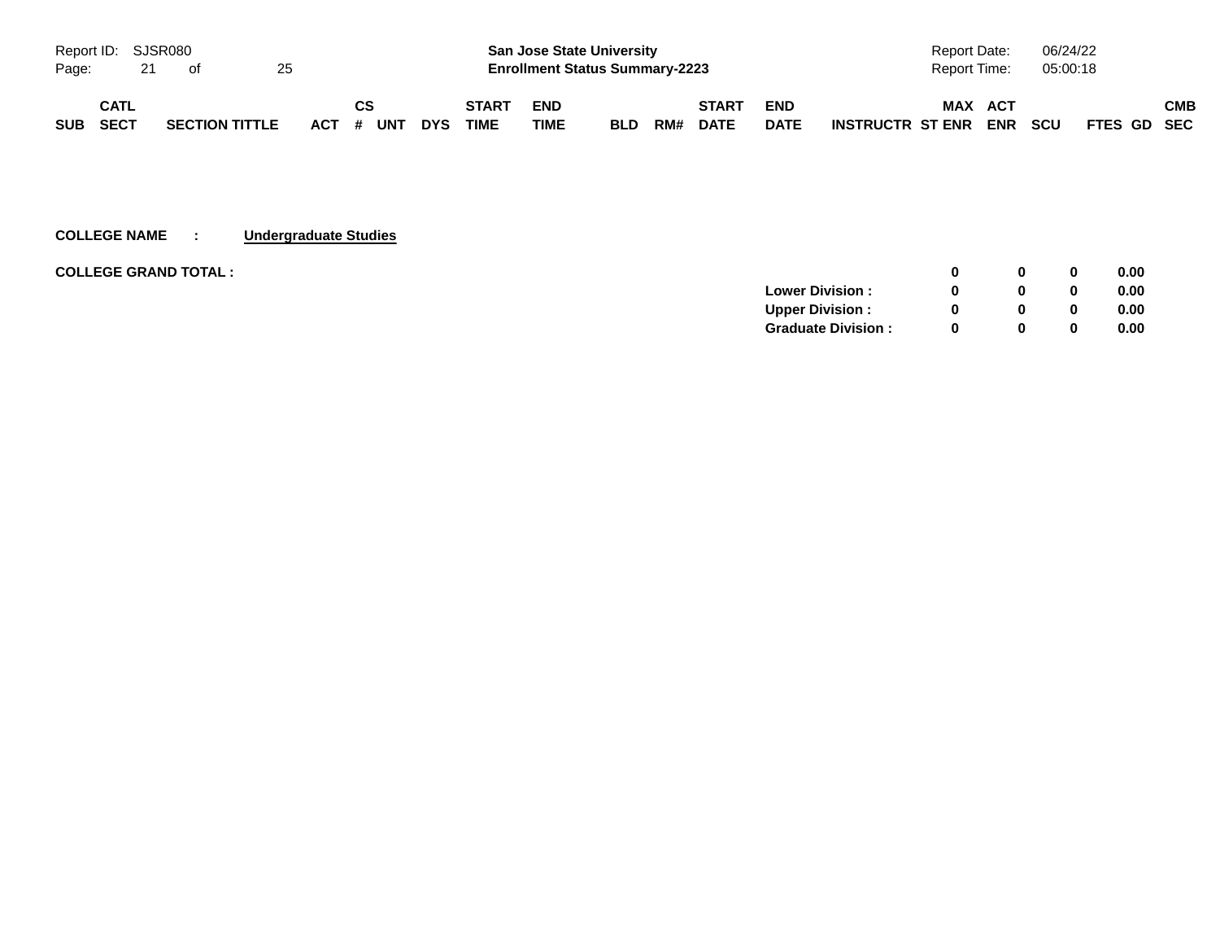| SUB | CATL SECT | SECTION TITTLE | ACT | CS # | UNT | DYS | START TIME | END TIME | BLD | RM# | START DATE | END DATE | INSTRUCTR | MAX ST ENR | ACT ENR | SCU | FTES | GD | CMB SEC |
|---|---|---|---|---|---|---|---|---|---|---|---|---|---|---|---|---|---|---|---|

**COLLEGE NAME : Undergraduate Studies**

| | | MAX ST ENR | ACT ENR | SCU | FTES |
|---|---|---|---|---|---|
| **COLLEGE GRAND TOTAL :** | | 0 | 0 | 0 | 0.00 |
| | **Lower Division :** | 0 | 0 | 0 | 0.00 |
| | **Upper Division :** | 0 | 0 | 0 | 0.00 |
| | **Graduate Division :** | 0 | 0 | 0 | 0.00 |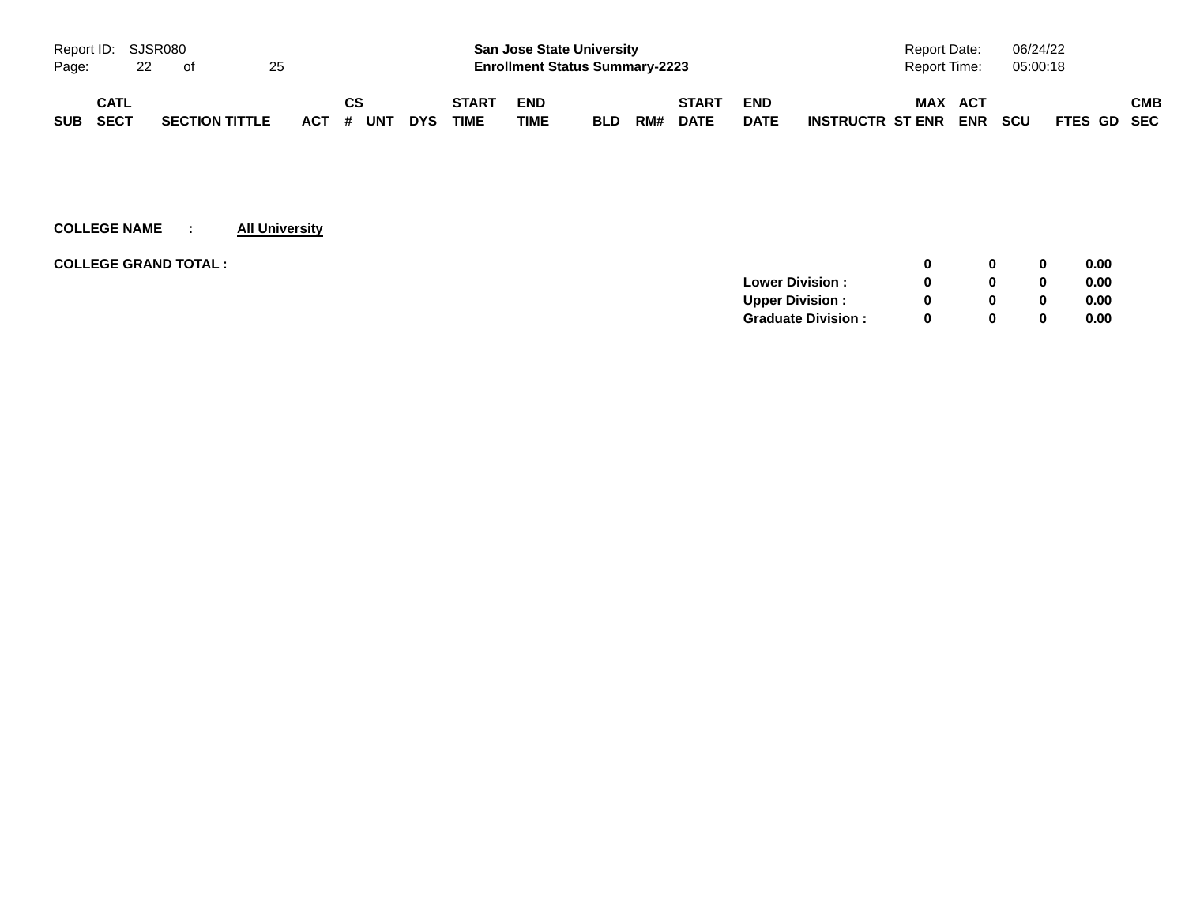| SUB | CATL SECT | SECTION TITTLE | ACT | CS # | UNT | DYS | START TIME | END TIME | BLD | RM# | START DATE | END DATE | INSTRUCTR | MAX ST ENR | ACT ENR | SCU | FTES | GD | CMB SEC |
|---|---|---|---|---|---|---|---|---|---|---|---|---|---|---|---|---|---|---|---|

**COLLEGE NAME : All University**

**COLLEGE GRAND TOTAL :**

| | MAX ST ENR | ACT ENR | SCU | FTES |
|---|---|---|---|---|
| **COLLEGE GRAND TOTAL :** | 0 | 0 | 0 | 0.00 |
| **Lower Division :** | 0 | 0 | 0 | 0.00 |
| **Upper Division :** | 0 | 0 | 0 | 0.00 |
| **Graduate Division :** | 0 | 0 | 0 | 0.00 |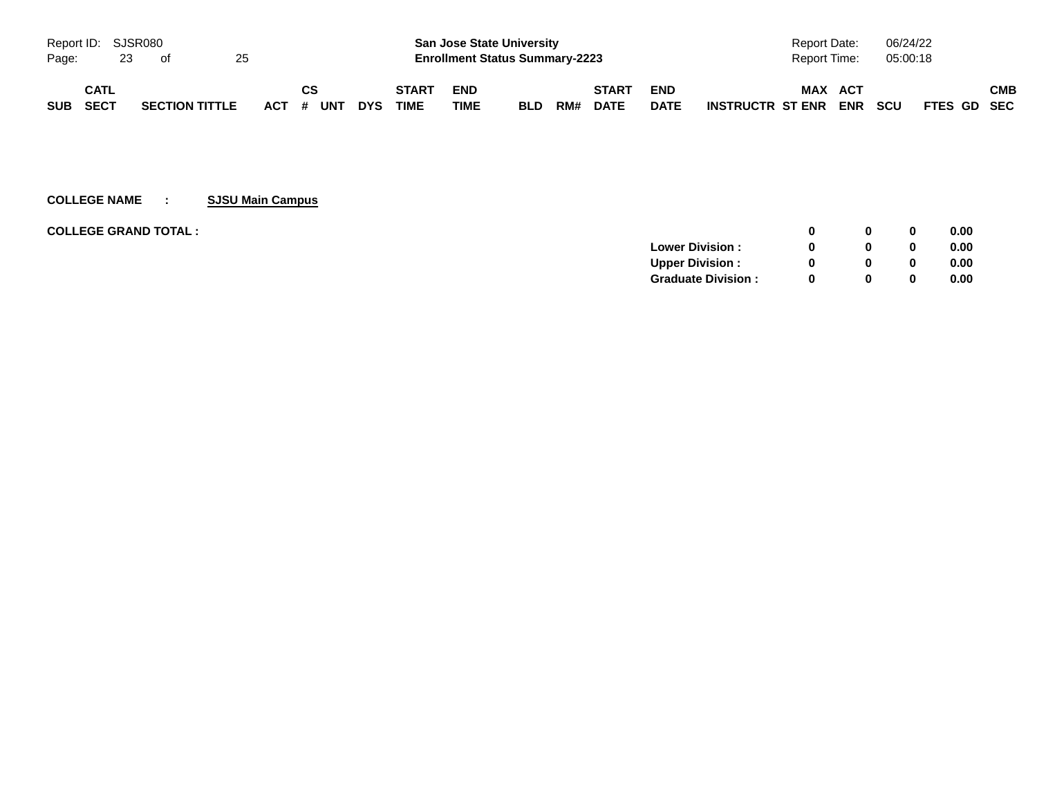| SUB | CATL SECT | SECTION TITTLE | ACT | CS # | UNT | DYS | START TIME | END TIME | BLD | RM# | START DATE | END DATE | INSTRUCTR | MAX ST ENR | ACT ENR | SCU | FTES | GD | CMB SEC |
|---|---|---|---|---|---|---|---|---|---|---|---|---|---|---|---|---|---|---|---|

**COLLEGE NAME : SJSU Main Campus**

**COLLEGE GRAND TOTAL :**

| | MAX ST ENR | ACT ENR | SCU | FTES |
|---|---|---|---|---|
| **COLLEGE GRAND TOTAL :** | **0** | **0** | **0** | **0.00** |
| **Lower Division :** | **0** | **0** | **0** | **0.00** |
| **Upper Division :** | **0** | **0** | **0** | **0.00** |
| **Graduate Division :** | **0** | **0** | **0** | **0.00** |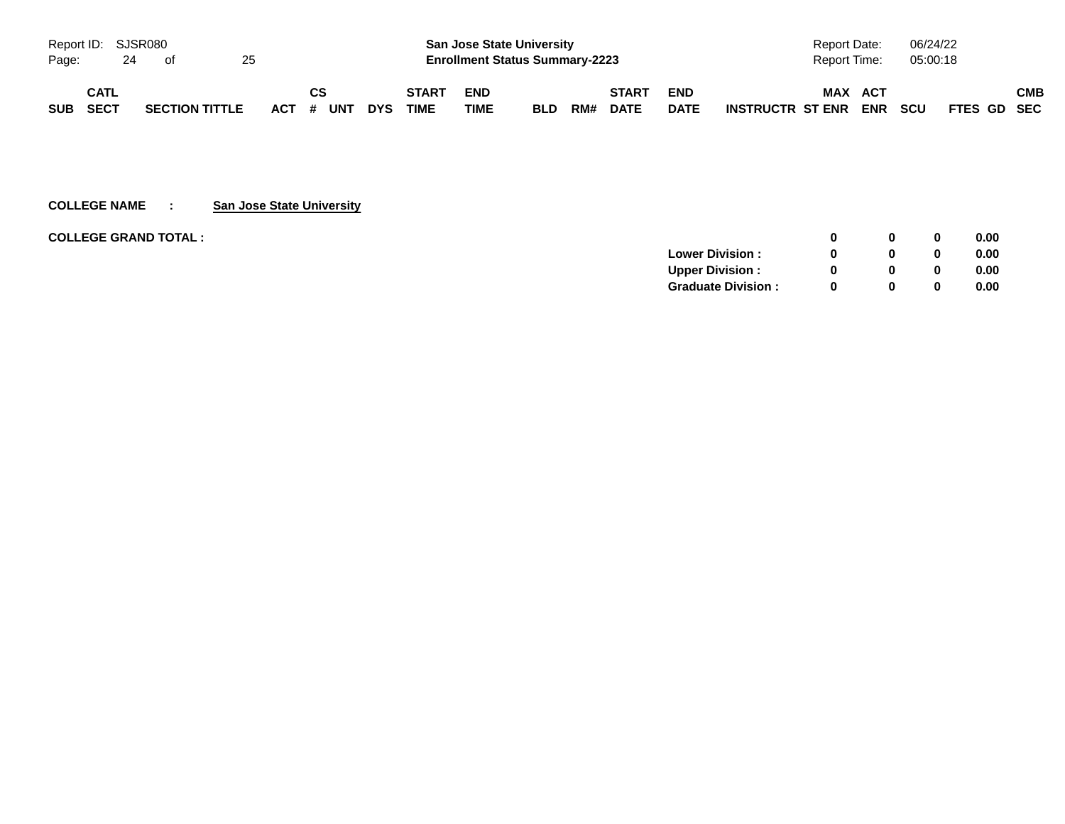| SUB | CATL SECT | SECTION TITTLE | ACT | CS # | UNT | DYS | START TIME | END TIME | BLD | RM# | START DATE | END DATE | INSTRUCTR | MAX ST ENR | ACT ENR | SCU | FTES | GD | CMB SEC |
|---|---|---|---|---|---|---|---|---|---|---|---|---|---|---|---|---|---|---|---|

**COLLEGE NAME : San Jose State University**

**COLLEGE GRAND TOTAL :**

| | ACT ENR | SCU | FTES | |
|---|---|---|---|---|
| | 0 | 0 | 0 | 0.00 |
| **Lower Division :** | 0 | 0 | 0 | 0.00 |
| **Upper Division :** | 0 | 0 | 0 | 0.00 |
| **Graduate Division :** | 0 | 0 | 0 | 0.00 |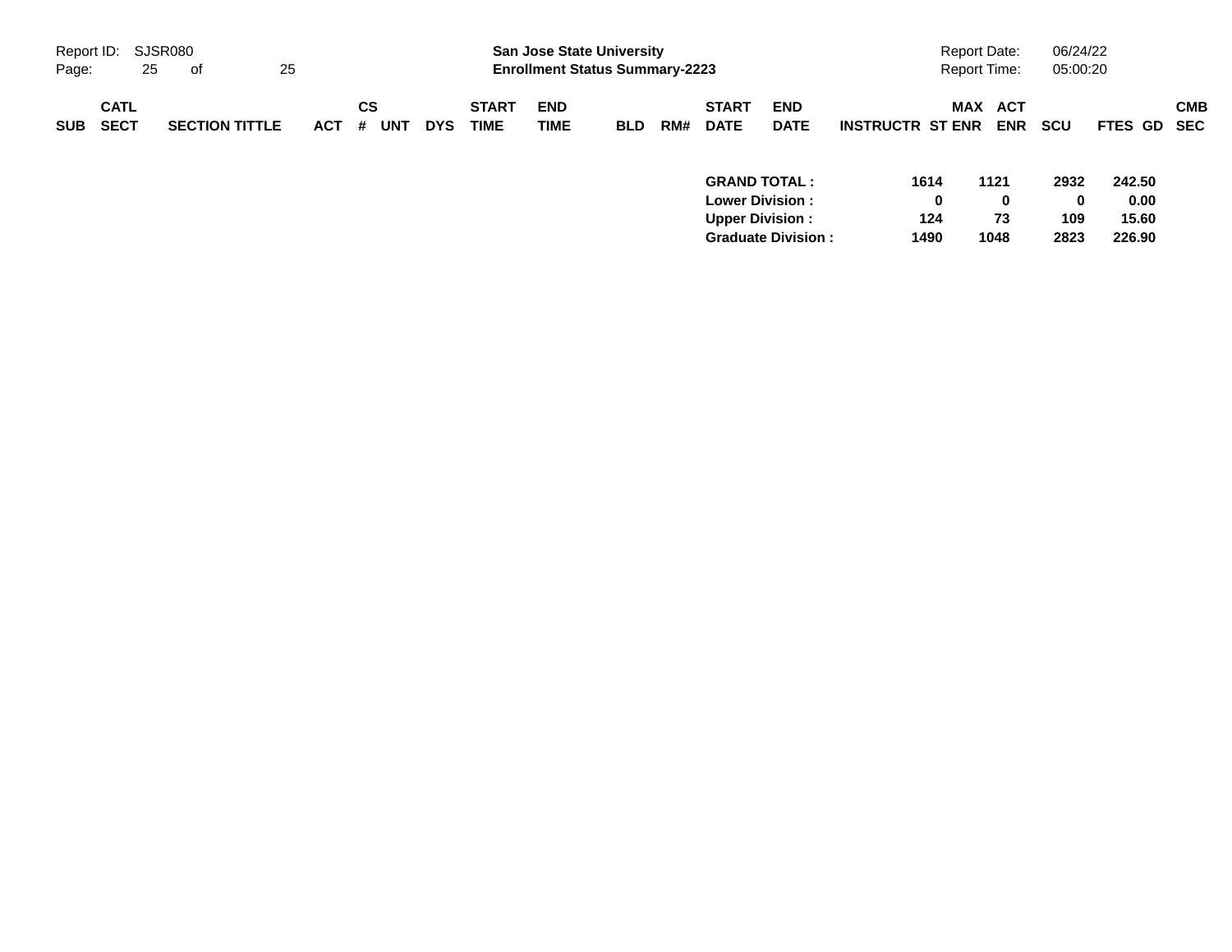| SUB | CATL SECT | SECTION TITTLE | ACT | CS # | UNT | DYS | START TIME | END TIME | BLD | RM# | START DATE | END DATE | INSTRUCTR | ST | MAX ENR | ACT ENR | SCU | FTES | GD | CMB SEC |
|---|---|---|---|---|---|---|---|---|---|---|---|---|---|---|---|---|---|---|---|---|
| | | | | | | | | | | | **GRAND TOTAL :** | | | | **1614** | **1121** | **2932** | **242.50** | | |
| | | | | | | | | | | | **Lower Division :** | | | | **0** | **0** | **0** | **0.00** | | |
| | | | | | | | | | | | **Upper Division :** | | | | **124** | **73** | **109** | **15.60** | | |
| | | | | | | | | | | | **Graduate Division :** | | | | **1490** | **1048** | **2823** | **226.90** | | |